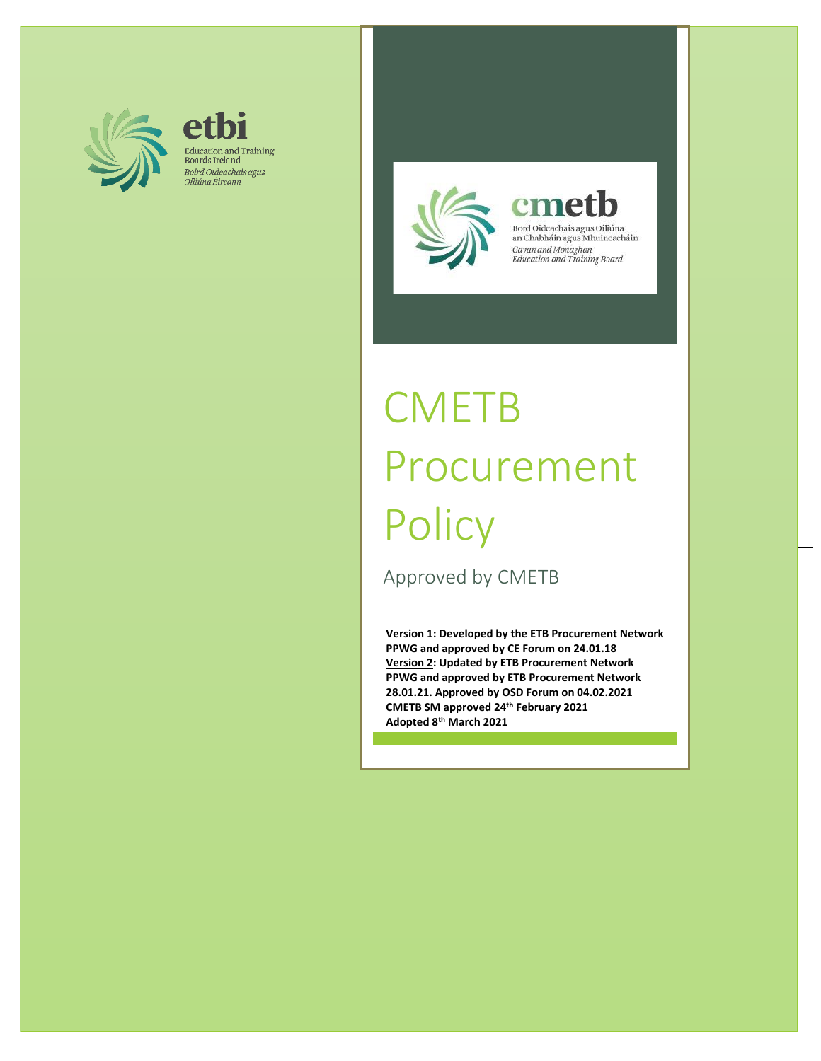etbi

Education and Training Boards Ireland

*Boird Oideachais agus Oiliúna Éireann*

cmetb

Bord Oideachais agus Oiliúna an Chabháin agus Mhuineacháin

*Cavan and Monaghan Education and Training Board*

# CMETB Procurement Policy

Approved by CMETB

**Version 1: Developed by the ETB Procurement Network PPWG and approved by CE Forum on 24.01.18**
**Version 2: Updated by ETB Procurement Network PPWG and approved by ETB Procurement Network 28.01.21. Approved by OSD Forum on 04.02.2021**
**CMETB SM approved 24th February 2021**
**Adopted 8th March 2021**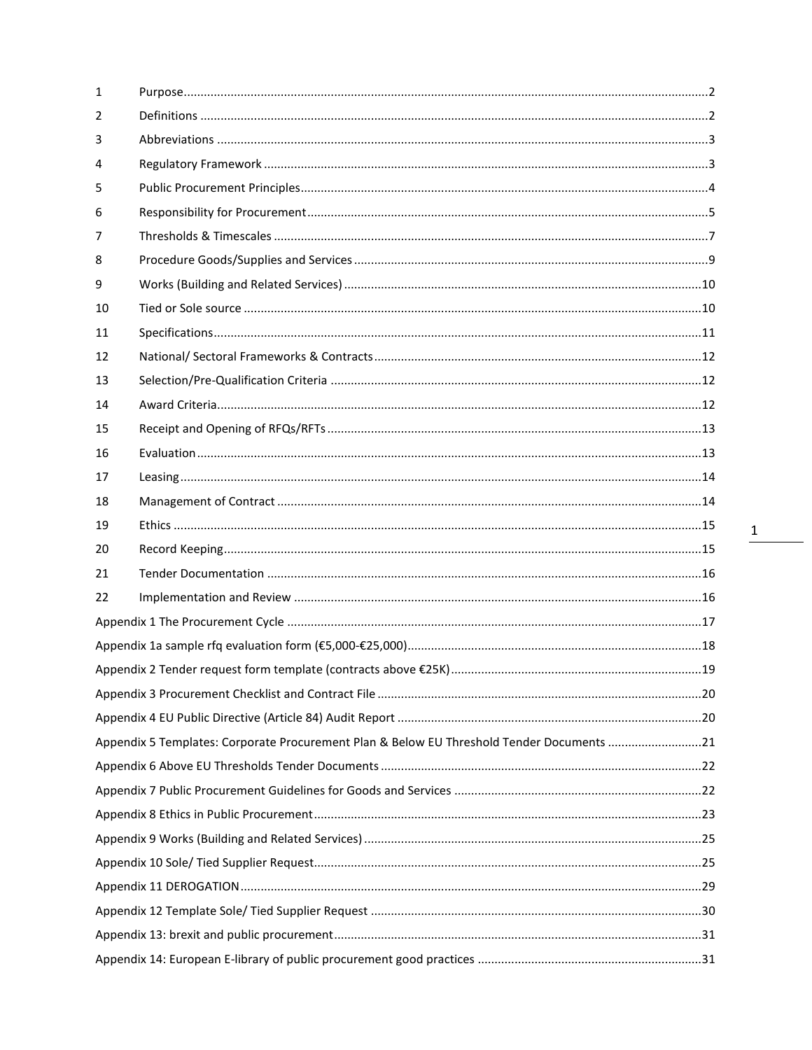| | | |
|---|---|---|
| 1 | Purpose | 2 |
| 2 | Definitions | 2 |
| 3 | Abbreviations | 3 |
| 4 | Regulatory Framework | 3 |
| 5 | Public Procurement Principles | 4 |
| 6 | Responsibility for Procurement | 5 |
| 7 | Thresholds & Timescales | 7 |
| 8 | Procedure Goods/Supplies and Services | 9 |
| 9 | Works (Building and Related Services) | 10 |
| 10 | Tied or Sole source | 10 |
| 11 | Specifications | 11 |
| 12 | National/ Sectoral Frameworks & Contracts | 12 |
| 13 | Selection/Pre-Qualification Criteria | 12 |
| 14 | Award Criteria | 12 |
| 15 | Receipt and Opening of RFQs/RFTs | 13 |
| 16 | Evaluation | 13 |
| 17 | Leasing | 14 |
| 18 | Management of Contract | 14 |
| 19 | Ethics | 15 |
| 20 | Record Keeping | 15 |
| 21 | Tender Documentation | 16 |
| 22 | Implementation and Review | 16 |
| | Appendix 1 The Procurement Cycle | 17 |
| | Appendix 1a sample rfq evaluation form (€5,000-€25,000) | 18 |
| | Appendix 2 Tender request form template (contracts above €25K) | 19 |
| | Appendix 3 Procurement Checklist and Contract File | 20 |
| | Appendix 4 EU Public Directive (Article 84) Audit Report | 20 |
| | Appendix 5 Templates: Corporate Procurement Plan & Below EU Threshold Tender Documents | 21 |
| | Appendix 6 Above EU Thresholds Tender Documents | 22 |
| | Appendix 7 Public Procurement Guidelines for Goods and Services | 22 |
| | Appendix 8 Ethics in Public Procurement | 23 |
| | Appendix 9 Works (Building and Related Services) | 25 |
| | Appendix 10 Sole/ Tied Supplier Request | 25 |
| | Appendix 11 DEROGATION | 29 |
| | Appendix 12 Template Sole/ Tied Supplier Request | 30 |
| | Appendix 13: brexit and public procurement | 31 |
| | Appendix 14: European E-library of public procurement good practices | 31 |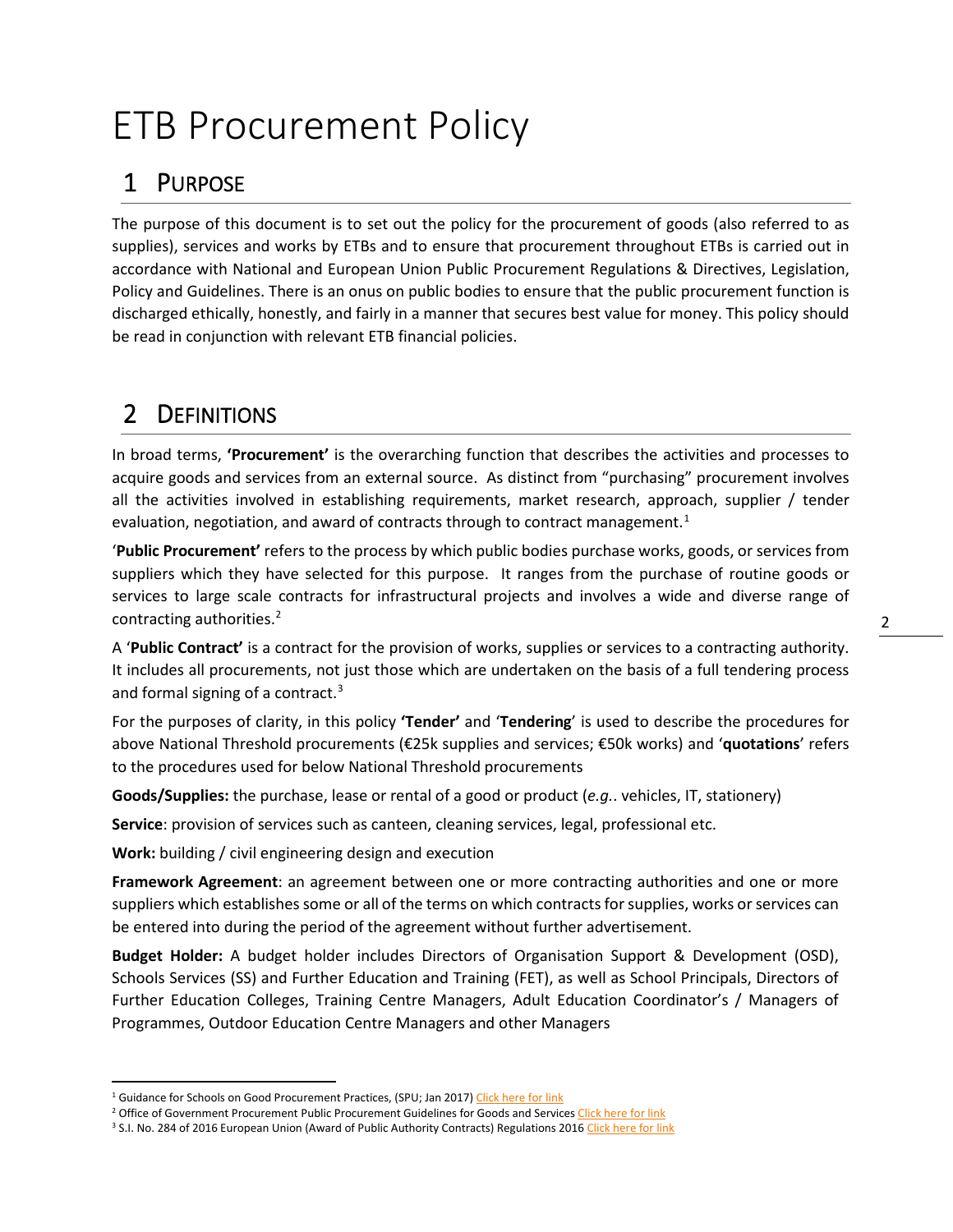# ETB Procurement Policy

## 1 Purpose

The purpose of this document is to set out the policy for the procurement of goods (also referred to as supplies), services and works by ETBs and to ensure that procurement throughout ETBs is carried out in accordance with National and European Union Public Procurement Regulations & Directives, Legislation, Policy and Guidelines. There is an onus on public bodies to ensure that the public procurement function is discharged ethically, honestly, and fairly in a manner that secures best value for money. This policy should be read in conjunction with relevant ETB financial policies.

## 2 Definitions

In broad terms, **'Procurement'** is the overarching function that describes the activities and processes to acquire goods and services from an external source. As distinct from "purchasing" procurement involves all the activities involved in establishing requirements, market research, approach, supplier / tender evaluation, negotiation, and award of contracts through to contract management.[1]

'**Public Procurement'** refers to the process by which public bodies purchase works, goods, or services from suppliers which they have selected for this purpose. It ranges from the purchase of routine goods or services to large scale contracts for infrastructural projects and involves a wide and diverse range of contracting authorities.[2]

A '**Public Contract'** is a contract for the provision of works, supplies or services to a contracting authority. It includes all procurements, not just those which are undertaken on the basis of a full tendering process and formal signing of a contract.[3]

For the purposes of clarity, in this policy **'Tender'** and '**Tendering**' is used to describe the procedures for above National Threshold procurements (€25k supplies and services; €50k works) and '**quotations**' refers to the procedures used for below National Threshold procurements

**Goods/Supplies:** the purchase, lease or rental of a good or product (*e.g.*. vehicles, IT, stationery)

**Service**: provision of services such as canteen, cleaning services, legal, professional etc.

**Work:** building / civil engineering design and execution

**Framework Agreement**: an agreement between one or more contracting authorities and one or more suppliers which establishes some or all of the terms on which contracts for supplies, works or services can be entered into during the period of the agreement without further advertisement.

**Budget Holder:** A budget holder includes Directors of Organisation Support & Development (OSD), Schools Services (SS) and Further Education and Training (FET), as well as School Principals, Directors of Further Education Colleges, Training Centre Managers, Adult Education Coordinator's / Managers of Programmes, Outdoor Education Centre Managers and other Managers

---

[1] Guidance for Schools on Good Procurement Practices, (SPU; Jan 2017) Click here for link

[2] Office of Government Procurement Public Procurement Guidelines for Goods and Services Click here for link

[3] S.I. No. 284 of 2016 European Union (Award of Public Authority Contracts) Regulations 2016 Click here for link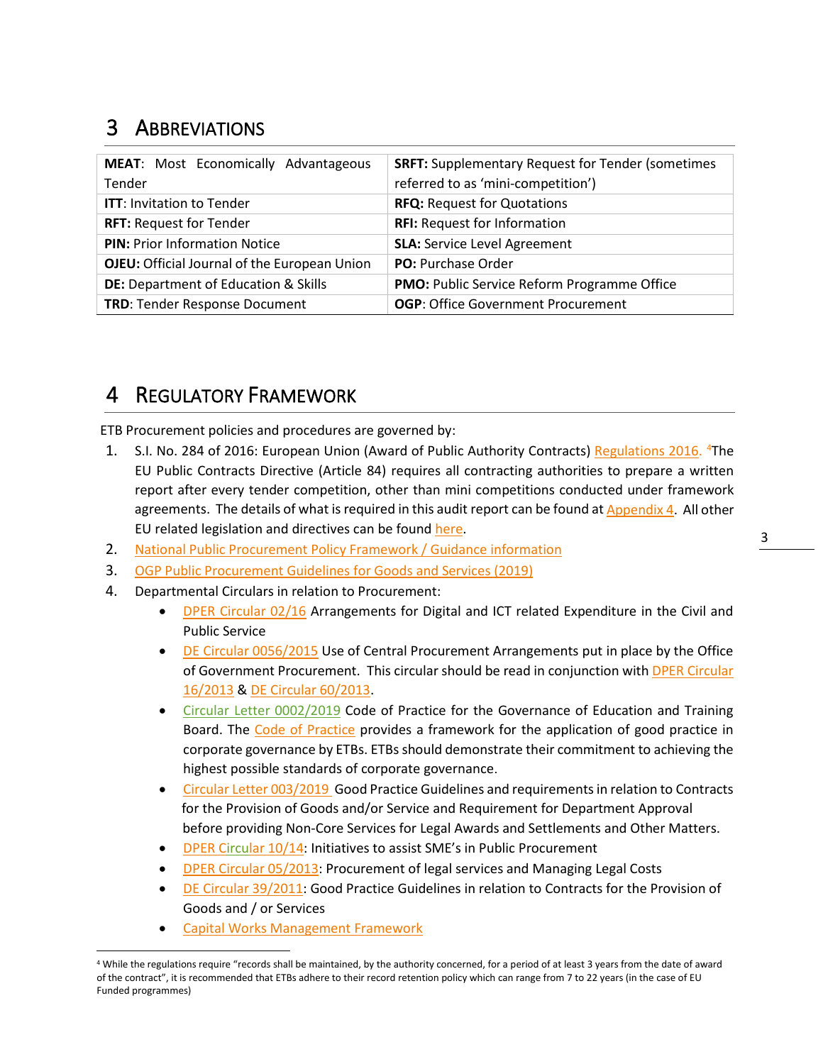# 3 Abbreviations

| | |
|---|---|
| **MEAT**: Most Economically Advantageous Tender | **SRFT:** Supplementary Request for Tender (sometimes referred to as 'mini-competition') |
| **ITT**: Invitation to Tender | **RFQ:** Request for Quotations |
| **RFT:** Request for Tender | **RFI:** Request for Information |
| **PIN:** Prior Information Notice | **SLA:** Service Level Agreement |
| **OJEU:** Official Journal of the European Union | **PO:** Purchase Order |
| **DE:** Department of Education & Skills | **PMO:** Public Service Reform Programme Office |
| **TRD**: Tender Response Document | **OGP**: Office Government Procurement |

# 4 Regulatory Framework

ETB Procurement policies and procedures are governed by:

1. S.I. No. 284 of 2016: European Union (Award of Public Authority Contracts) Regulations 2016. [4]The EU Public Contracts Directive (Article 84) requires all contracting authorities to prepare a written report after every tender competition, other than mini competitions conducted under framework agreements. The details of what is required in this audit report can be found at Appendix 4. All other EU related legislation and directives can be found here.
2. National Public Procurement Policy Framework / Guidance information
3. OGP Public Procurement Guidelines for Goods and Services (2019)
4. Departmental Circulars in relation to Procurement:
   - DPER Circular 02/16 Arrangements for Digital and ICT related Expenditure in the Civil and Public Service
   - DE Circular 0056/2015 Use of Central Procurement Arrangements put in place by the Office of Government Procurement. This circular should be read in conjunction with DPER Circular 16/2013 & DE Circular 60/2013.
   - Circular Letter 0002/2019 Code of Practice for the Governance of Education and Training Board. The Code of Practice provides a framework for the application of good practice in corporate governance by ETBs. ETBs should demonstrate their commitment to achieving the highest possible standards of corporate governance.
   - Circular Letter 003/2019 Good Practice Guidelines and requirements in relation to Contracts for the Provision of Goods and/or Service and Requirement for Department Approval before providing Non-Core Services for Legal Awards and Settlements and Other Matters.
   - DPER Circular 10/14: Initiatives to assist SME's in Public Procurement
   - DPER Circular 05/2013: Procurement of legal services and Managing Legal Costs
   - DE Circular 39/2011: Good Practice Guidelines in relation to Contracts for the Provision of Goods and / or Services
   - Capital Works Management Framework

[4] While the regulations require "records shall be maintained, by the authority concerned, for a period of at least 3 years from the date of award of the contract", it is recommended that ETBs adhere to their record retention policy which can range from 7 to 22 years (in the case of EU Funded programmes)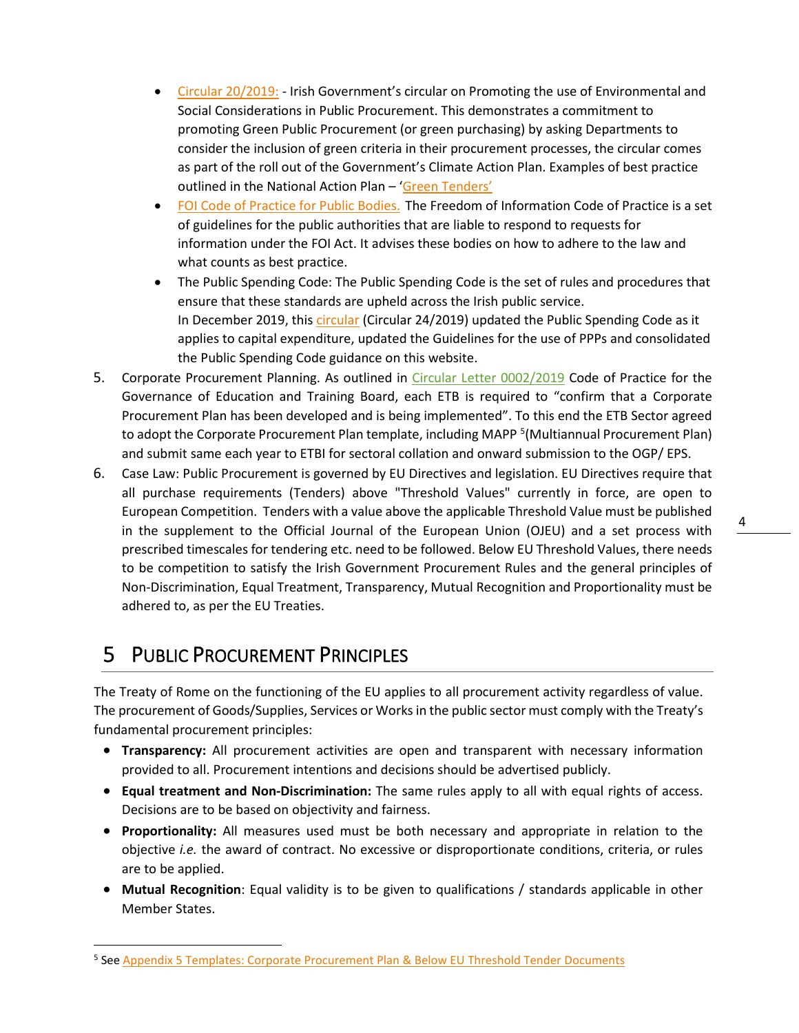- Circular 20/2019: - Irish Government's circular on Promoting the use of Environmental and Social Considerations in Public Procurement. This demonstrates a commitment to promoting Green Public Procurement (or green purchasing) by asking Departments to consider the inclusion of green criteria in their procurement processes, the circular comes as part of the roll out of the Government's Climate Action Plan. Examples of best practice outlined in the National Action Plan – 'Green Tenders'
- FOI Code of Practice for Public Bodies. The Freedom of Information Code of Practice is a set of guidelines for the public authorities that are liable to respond to requests for information under the FOI Act. It advises these bodies on how to adhere to the law and what counts as best practice.
- The Public Spending Code: The Public Spending Code is the set of rules and procedures that ensure that these standards are upheld across the Irish public service.
  In December 2019, this circular (Circular 24/2019) updated the Public Spending Code as it applies to capital expenditure, updated the Guidelines for the use of PPPs and consolidated the Public Spending Code guidance on this website.

5. Corporate Procurement Planning. As outlined in Circular Letter 0002/2019 Code of Practice for the Governance of Education and Training Board, each ETB is required to "confirm that a Corporate Procurement Plan has been developed and is being implemented". To this end the ETB Sector agreed to adopt the Corporate Procurement Plan template, including MAPP [5](Multiannual Procurement Plan) and submit same each year to ETBI for sectoral collation and onward submission to the OGP/ EPS.
6. Case Law: Public Procurement is governed by EU Directives and legislation. EU Directives require that all purchase requirements (Tenders) above "Threshold Values" currently in force, are open to European Competition. Tenders with a value above the applicable Threshold Value must be published in the supplement to the Official Journal of the European Union (OJEU) and a set process with prescribed timescales for tendering etc. need to be followed. Below EU Threshold Values, there needs to be competition to satisfy the Irish Government Procurement Rules and the general principles of Non-Discrimination, Equal Treatment, Transparency, Mutual Recognition and Proportionality must be adhered to, as per the EU Treaties.

# 5 Public Procurement Principles

The Treaty of Rome on the functioning of the EU applies to all procurement activity regardless of value. The procurement of Goods/Supplies, Services or Works in the public sector must comply with the Treaty's fundamental procurement principles:

- **Transparency:** All procurement activities are open and transparent with necessary information provided to all. Procurement intentions and decisions should be advertised publicly.
- **Equal treatment and Non-Discrimination:** The same rules apply to all with equal rights of access. Decisions are to be based on objectivity and fairness.
- **Proportionality:** All measures used must be both necessary and appropriate in relation to the objective *i.e.* the award of contract. No excessive or disproportionate conditions, criteria, or rules are to be applied.
- **Mutual Recognition**: Equal validity is to be given to qualifications / standards applicable in other Member States.

[5] See Appendix 5 Templates: Corporate Procurement Plan & Below EU Threshold Tender Documents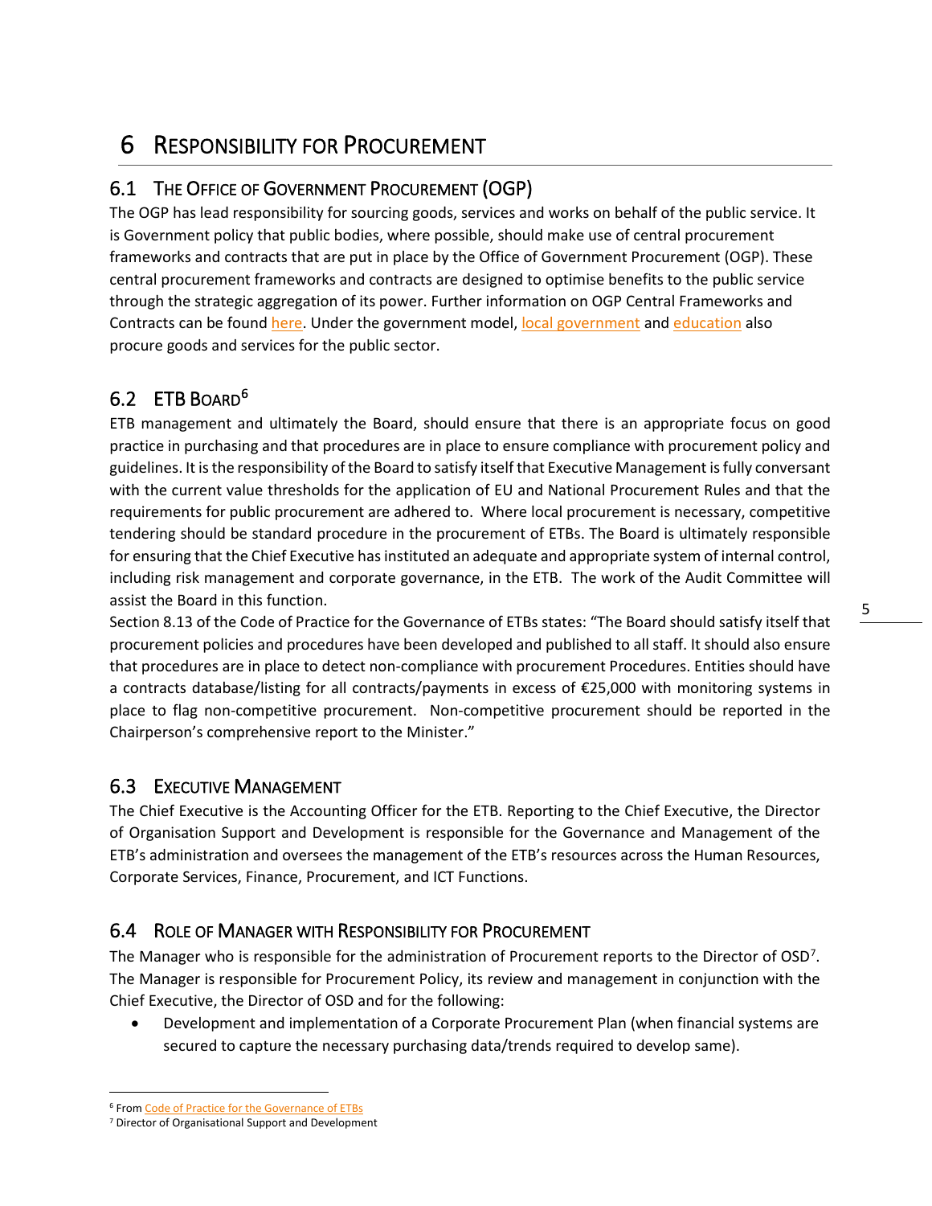# 6 Responsibility for Procurement

## 6.1 The Office of Government Procurement (OGP)

The OGP has lead responsibility for sourcing goods, services and works on behalf of the public service. It is Government policy that public bodies, where possible, should make use of central procurement frameworks and contracts that are put in place by the Office of Government Procurement (OGP). These central procurement frameworks and contracts are designed to optimise benefits to the public service through the strategic aggregation of its power. Further information on OGP Central Frameworks and Contracts can be found here. Under the government model, local government and education also procure goods and services for the public sector.

## 6.2 ETB Board[6]

ETB management and ultimately the Board, should ensure that there is an appropriate focus on good practice in purchasing and that procedures are in place to ensure compliance with procurement policy and guidelines. It is the responsibility of the Board to satisfy itself that Executive Management is fully conversant with the current value thresholds for the application of EU and National Procurement Rules and that the requirements for public procurement are adhered to. Where local procurement is necessary, competitive tendering should be standard procedure in the procurement of ETBs. The Board is ultimately responsible for ensuring that the Chief Executive has instituted an adequate and appropriate system of internal control, including risk management and corporate governance, in the ETB. The work of the Audit Committee will assist the Board in this function.

Section 8.13 of the Code of Practice for the Governance of ETBs states: "The Board should satisfy itself that procurement policies and procedures have been developed and published to all staff. It should also ensure that procedures are in place to detect non-compliance with procurement Procedures. Entities should have a contracts database/listing for all contracts/payments in excess of €25,000 with monitoring systems in place to flag non-competitive procurement. Non-competitive procurement should be reported in the Chairperson's comprehensive report to the Minister."

## 6.3 Executive Management

The Chief Executive is the Accounting Officer for the ETB. Reporting to the Chief Executive, the Director of Organisation Support and Development is responsible for the Governance and Management of the ETB's administration and oversees the management of the ETB's resources across the Human Resources, Corporate Services, Finance, Procurement, and ICT Functions.

## 6.4 Role of Manager with Responsibility for Procurement

The Manager who is responsible for the administration of Procurement reports to the Director of OSD[7]. The Manager is responsible for Procurement Policy, its review and management in conjunction with the Chief Executive, the Director of OSD and for the following:

- Development and implementation of a Corporate Procurement Plan (when financial systems are secured to capture the necessary purchasing data/trends required to develop same).

---

[6] From Code of Practice for the Governance of ETBs

[7] Director of Organisational Support and Development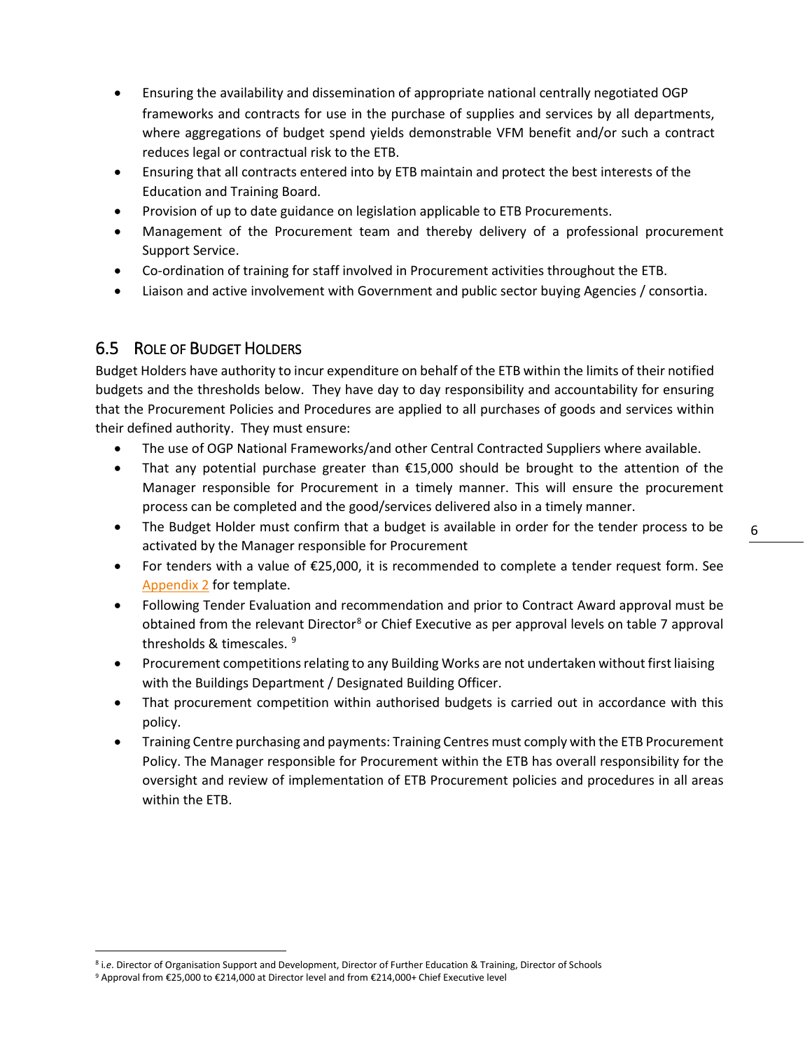- Ensuring the availability and dissemination of appropriate national centrally negotiated OGP frameworks and contracts for use in the purchase of supplies and services by all departments, where aggregations of budget spend yields demonstrable VFM benefit and/or such a contract reduces legal or contractual risk to the ETB.
- Ensuring that all contracts entered into by ETB maintain and protect the best interests of the Education and Training Board.
- Provision of up to date guidance on legislation applicable to ETB Procurements.
- Management of the Procurement team and thereby delivery of a professional procurement Support Service.
- Co-ordination of training for staff involved in Procurement activities throughout the ETB.
- Liaison and active involvement with Government and public sector buying Agencies / consortia.

## 6.5 Role of Budget Holders

Budget Holders have authority to incur expenditure on behalf of the ETB within the limits of their notified budgets and the thresholds below. They have day to day responsibility and accountability for ensuring that the Procurement Policies and Procedures are applied to all purchases of goods and services within their defined authority. They must ensure:

- The use of OGP National Frameworks/and other Central Contracted Suppliers where available.
- That any potential purchase greater than €15,000 should be brought to the attention of the Manager responsible for Procurement in a timely manner. This will ensure the procurement process can be completed and the good/services delivered also in a timely manner.
- The Budget Holder must confirm that a budget is available in order for the tender process to be activated by the Manager responsible for Procurement
- For tenders with a value of €25,000, it is recommended to complete a tender request form. See Appendix 2 for template.
- Following Tender Evaluation and recommendation and prior to Contract Award approval must be obtained from the relevant Director[8] or Chief Executive as per approval levels on table 7 approval thresholds & timescales. [9]
- Procurement competitions relating to any Building Works are not undertaken without first liaising with the Buildings Department / Designated Building Officer.
- That procurement competition within authorised budgets is carried out in accordance with this policy.
- Training Centre purchasing and payments: Training Centres must comply with the ETB Procurement Policy. The Manager responsible for Procurement within the ETB has overall responsibility for the oversight and review of implementation of ETB Procurement policies and procedures in all areas within the ETB.

---

[8] i.e. Director of Organisation Support and Development, Director of Further Education & Training, Director of Schools

[9] Approval from €25,000 to €214,000 at Director level and from €214,000+ Chief Executive level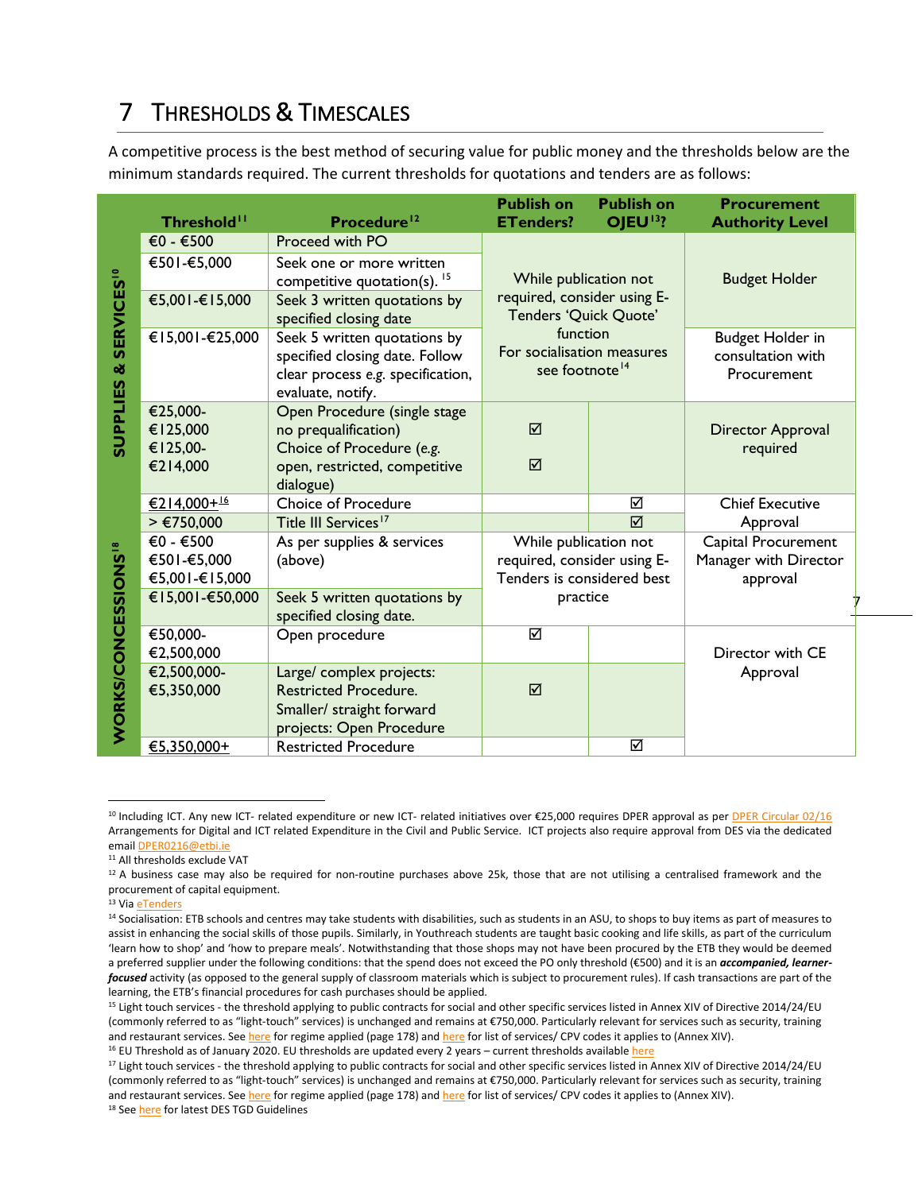# 7 Thresholds & Timescales

A competitive process is the best method of securing value for public money and the thresholds below are the minimum standards required. The current thresholds for quotations and tenders are as follows:

| | Threshold[11] | Procedure[12] | Publish on ETenders? | Publish on OJEU[13]? | Procurement Authority Level |
|---|---|---|---|---|---|
| SUPPLIES & SERVICES[10] | €0 - €500 | Proceed with PO | While publication not required, consider using E-Tenders 'Quick Quote' function For socialisation measures see footnote[14] | | Budget Holder |
| | €501-€5,000 | Seek one or more written competitive quotation(s). [15] | | | |
| | €5,001-€15,000 | Seek 3 written quotations by specified closing date | | | |
| | €15,001-€25,000 | Seek 5 written quotations by specified closing date. Follow clear process e.g. specification, evaluate, notify. | | | Budget Holder in consultation with Procurement |
| | €25,000-€125,000 | Open Procedure (single stage no prequalification) | ☑ | | Director Approval required |
| | €125,00-€214,000 | Choice of Procedure (e.g. open, restricted, competitive dialogue) | ☑ | | |
| | €214,000+[16] | Choice of Procedure | | ☑ | Chief Executive Approval |
| | > €750,000 | Title III Services[17] | | ☑ | |
| WORKS/CONCESSIONS[18] | €0 - €500 €501-€5,000 €5,001-€15,000 | As per supplies & services (above) | While publication not required, consider using E-Tenders is considered best practice | | Capital Procurement Manager with Director approval |
| | €15,001-€50,000 | Seek 5 written quotations by specified closing date. | | | |
| | €50,000-€2,500,000 | Open procedure | ☑ | | Director with CE Approval |
| | €2,500,000-€5,350,000 | Large/ complex projects: Restricted Procedure. Smaller/ straight forward projects: Open Procedure | ☑ | | |
| | €5,350,000+ | Restricted Procedure | | ☑ | |

---

[10] Including ICT. Any new ICT- related expenditure or new ICT- related initiatives over €25,000 requires DPER approval as per DPER Circular 02/16 Arrangements for Digital and ICT related Expenditure in the Civil and Public Service. ICT projects also require approval from DES via the dedicated email DPER0216@etbi.ie

[11] All thresholds exclude VAT

[12] A business case may also be required for non-routine purchases above 25k, those that are not utilising a centralised framework and the procurement of capital equipment.

[13] Via eTenders

[14] Socialisation: ETB schools and centres may take students with disabilities, such as students in an ASU, to shops to buy items as part of measures to assist in enhancing the social skills of those pupils. Similarly, in Youthreach students are taught basic cooking and life skills, as part of the curriculum 'learn how to shop' and 'how to prepare meals'. Notwithstanding that those shops may not have been procured by the ETB they would be deemed a preferred supplier under the following conditions: that the spend does not exceed the PO only threshold (€500) and it is an ***accompanied, learner-focused*** activity (as opposed to the general supply of classroom materials which is subject to procurement rules). If cash transactions are part of the learning, the ETB's financial procedures for cash purchases should be applied.

[15] Light touch services - the threshold applying to public contracts for social and other specific services listed in Annex XIV of Directive 2014/24/EU (commonly referred to as "light-touch" services) is unchanged and remains at €750,000. Particularly relevant for services such as security, training and restaurant services. See here for regime applied (page 178) and here for list of services/ CPV codes it applies to (Annex XIV).

[16] EU Threshold as of January 2020. EU thresholds are updated every 2 years – current thresholds available here

[17] Light touch services - the threshold applying to public contracts for social and other specific services listed in Annex XIV of Directive 2014/24/EU (commonly referred to as "light-touch" services) is unchanged and remains at €750,000. Particularly relevant for services such as security, training and restaurant services. See here for regime applied (page 178) and here for list of services/ CPV codes it applies to (Annex XIV).

[18] See here for latest DES TGD Guidelines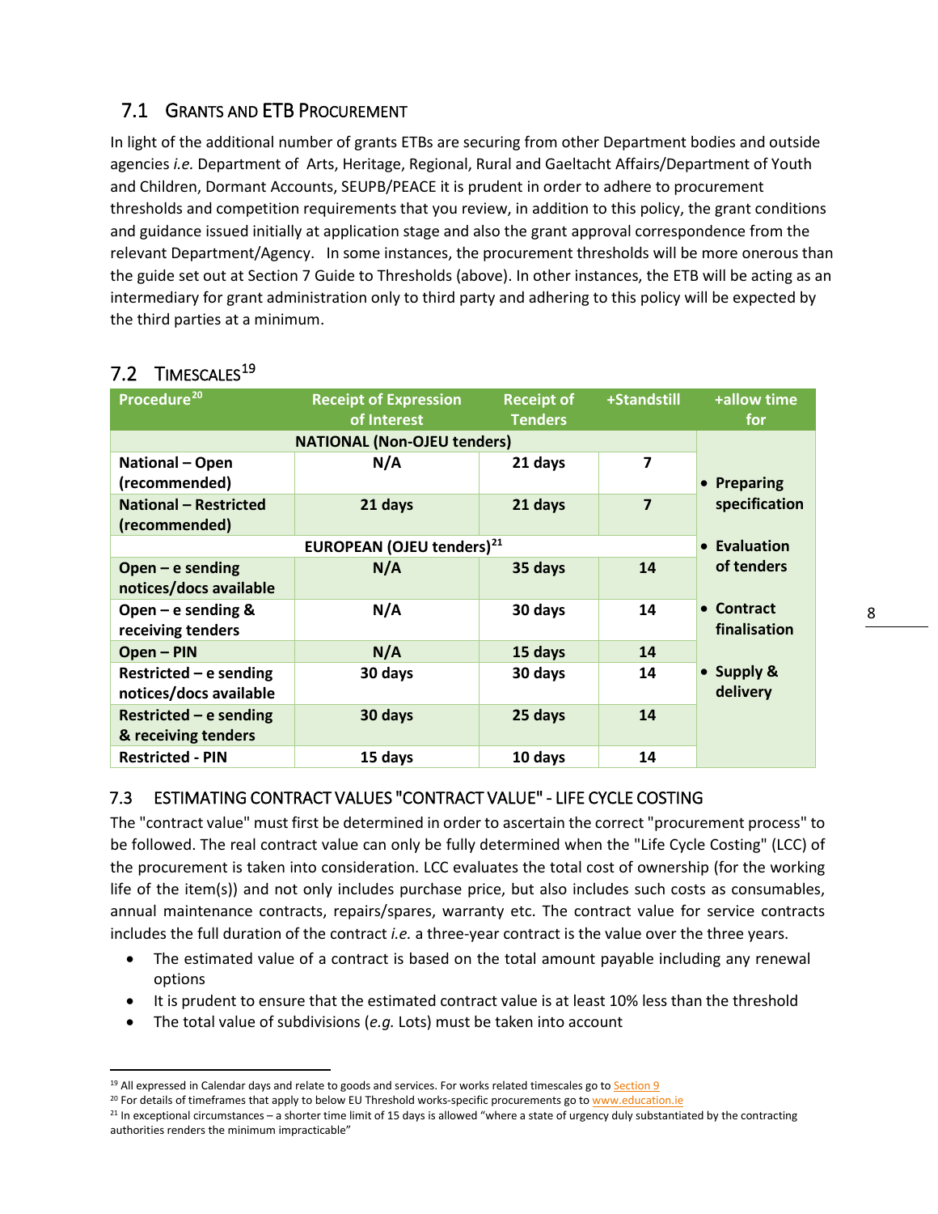## 7.1 Grants and ETB Procurement

In light of the additional number of grants ETBs are securing from other Department bodies and outside agencies *i.e.* Department of Arts, Heritage, Regional, Rural and Gaeltacht Affairs/Department of Youth and Children, Dormant Accounts, SEUPB/PEACE it is prudent in order to adhere to procurement thresholds and competition requirements that you review, in addition to this policy, the grant conditions and guidance issued initially at application stage and also the grant approval correspondence from the relevant Department/Agency. In some instances, the procurement thresholds will be more onerous than the guide set out at Section 7 Guide to Thresholds (above). In other instances, the ETB will be acting as an intermediary for grant administration only to third party and adhering to this policy will be expected by the third parties at a minimum.

## 7.2 Timescales[19]

| Procedure[20] | Receipt of Expression of Interest | Receipt of Tenders | +Standstill | +allow time for |
|---|---|---|---|---|
| **NATIONAL (Non-OJEU tenders)** | | | | • Preparing specification<br>• Evaluation of tenders<br>• Contract finalisation<br>• Supply & delivery |
| **National – Open (recommended)** | **N/A** | **21 days** | **7** | |
| **National – Restricted (recommended)** | **21 days** | **21 days** | **7** | |
| **EUROPEAN (OJEU tenders)[21]** | | | | |
| **Open – e sending notices/docs available** | **N/A** | **35 days** | **14** | |
| **Open – e sending & receiving tenders** | **N/A** | **30 days** | **14** | |
| **Open – PIN** | **N/A** | **15 days** | **14** | |
| **Restricted – e sending notices/docs available** | **30 days** | **30 days** | **14** | |
| **Restricted – e sending & receiving tenders** | **30 days** | **25 days** | **14** | |
| **Restricted - PIN** | **15 days** | **10 days** | **14** | |

## 7.3 Estimating Contract Values "Contract Value" - Life Cycle Costing

The "contract value" must first be determined in order to ascertain the correct "procurement process" to be followed. The real contract value can only be fully determined when the "Life Cycle Costing" (LCC) of the procurement is taken into consideration. LCC evaluates the total cost of ownership (for the working life of the item(s)) and not only includes purchase price, but also includes such costs as consumables, annual maintenance contracts, repairs/spares, warranty etc. The contract value for service contracts includes the full duration of the contract *i.e.* a three-year contract is the value over the three years.

- The estimated value of a contract is based on the total amount payable including any renewal options
- It is prudent to ensure that the estimated contract value is at least 10% less than the threshold
- The total value of subdivisions (*e.g.* Lots) must be taken into account

---

[19] All expressed in Calendar days and relate to goods and services. For works related timescales go to Section 9

[20] For details of timeframes that apply to below EU Threshold works-specific procurements go to www.education.ie

[21] In exceptional circumstances – a shorter time limit of 15 days is allowed "where a state of urgency duly substantiated by the contracting authorities renders the minimum impracticable"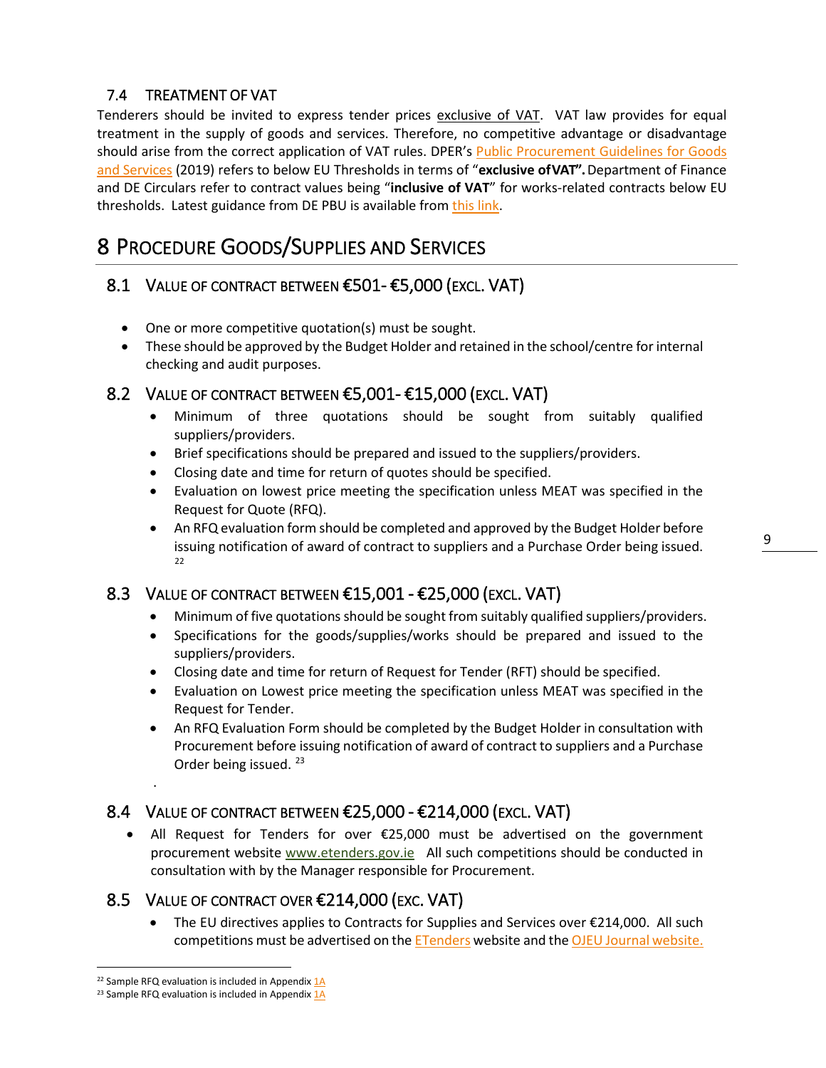### 7.4 TREATMENT OF VAT

Tenderers should be invited to express tender prices exclusive of VAT. VAT law provides for equal treatment in the supply of goods and services. Therefore, no competitive advantage or disadvantage should arise from the correct application of VAT rules. DPER's Public Procurement Guidelines for Goods and Services (2019) refers to below EU Thresholds in terms of "**exclusive of VAT".** Department of Finance and DE Circulars refer to contract values being "**inclusive of VAT**" for works-related contracts below EU thresholds. Latest guidance from DE PBU is available from this link.

# 8 PROCEDURE GOODS/SUPPLIES AND SERVICES

## 8.1 VALUE OF CONTRACT BETWEEN €501- €5,000 (EXCL. VAT)

- One or more competitive quotation(s) must be sought.
- These should be approved by the Budget Holder and retained in the school/centre for internal checking and audit purposes.

## 8.2 VALUE OF CONTRACT BETWEEN €5,001- €15,000 (EXCL. VAT)

- Minimum of three quotations should be sought from suitably qualified suppliers/providers.
- Brief specifications should be prepared and issued to the suppliers/providers.
- Closing date and time for return of quotes should be specified.
- Evaluation on lowest price meeting the specification unless MEAT was specified in the Request for Quote (RFQ).
- An RFQ evaluation form should be completed and approved by the Budget Holder before issuing notification of award of contract to suppliers and a Purchase Order being issued. [22]

## 8.3 VALUE OF CONTRACT BETWEEN €15,001 - €25,000 (EXCL. VAT)

- Minimum of five quotations should be sought from suitably qualified suppliers/providers.
- Specifications for the goods/supplies/works should be prepared and issued to the suppliers/providers.
- Closing date and time for return of Request for Tender (RFT) should be specified.
- Evaluation on Lowest price meeting the specification unless MEAT was specified in the Request for Tender.
- An RFQ Evaluation Form should be completed by the Budget Holder in consultation with Procurement before issuing notification of award of contract to suppliers and a Purchase Order being issued. [23]

## 8.4 VALUE OF CONTRACT BETWEEN €25,000 - €214,000 (EXCL. VAT)

- All Request for Tenders for over €25,000 must be advertised on the government procurement website www.etenders.gov.ie All such competitions should be conducted in consultation with by the Manager responsible for Procurement.

## 8.5 VALUE OF CONTRACT OVER €214,000 (EXC. VAT)

- The EU directives applies to Contracts for Supplies and Services over €214,000. All such competitions must be advertised on the ETenders website and the OJEU Journal website.

---

[22] Sample RFQ evaluation is included in Appendix 1A

[23] Sample RFQ evaluation is included in Appendix 1A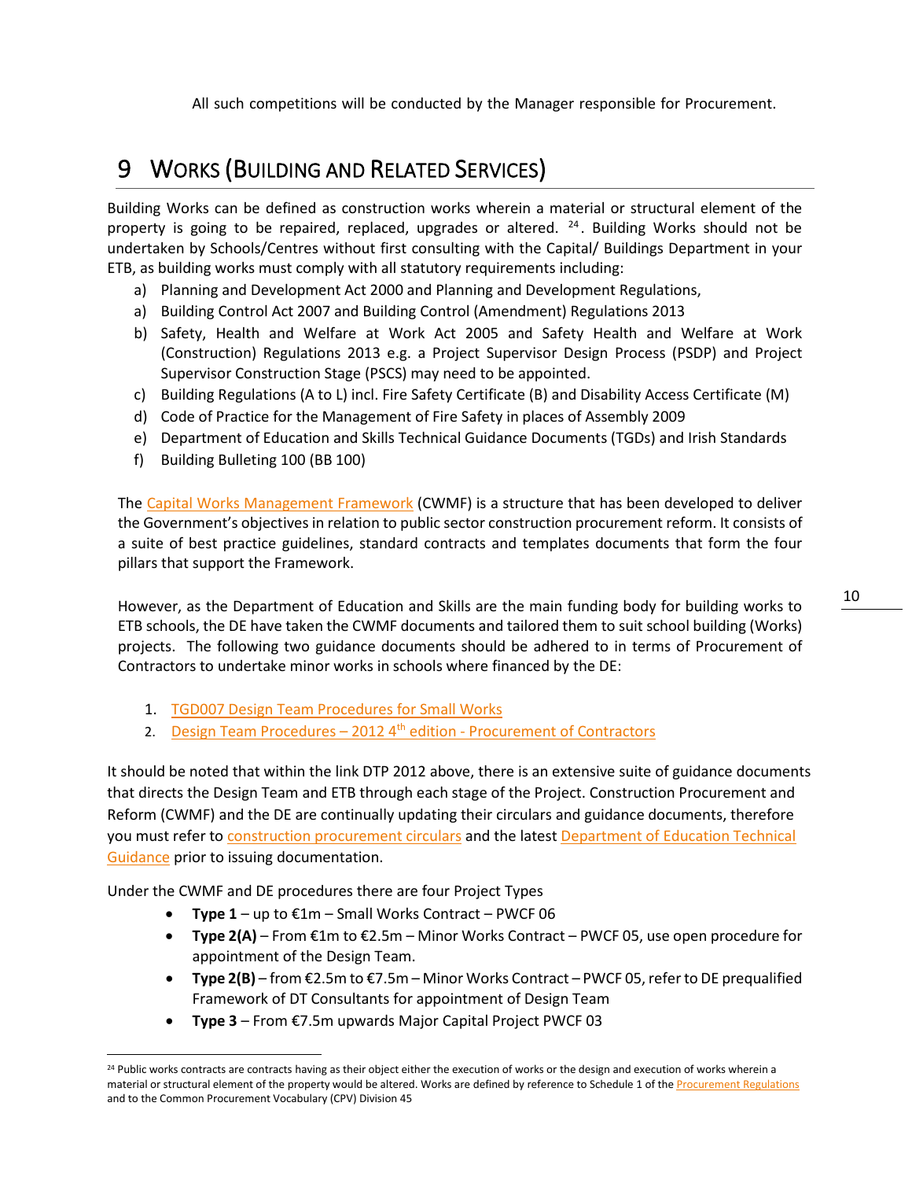All such competitions will be conducted by the Manager responsible for Procurement.

# 9 Works (Building and Related Services)

Building Works can be defined as construction works wherein a material or structural element of the property is going to be repaired, replaced, upgrades or altered. [24]. Building Works should not be undertaken by Schools/Centres without first consulting with the Capital/ Buildings Department in your ETB, as building works must comply with all statutory requirements including:

a) Planning and Development Act 2000 and Planning and Development Regulations,
a) Building Control Act 2007 and Building Control (Amendment) Regulations 2013
b) Safety, Health and Welfare at Work Act 2005 and Safety Health and Welfare at Work (Construction) Regulations 2013 e.g. a Project Supervisor Design Process (PSDP) and Project Supervisor Construction Stage (PSCS) may need to be appointed.
c) Building Regulations (A to L) incl. Fire Safety Certificate (B) and Disability Access Certificate (M)
d) Code of Practice for the Management of Fire Safety in places of Assembly 2009
e) Department of Education and Skills Technical Guidance Documents (TGDs) and Irish Standards
f) Building Bulleting 100 (BB 100)

The Capital Works Management Framework (CWMF) is a structure that has been developed to deliver the Government's objectives in relation to public sector construction procurement reform. It consists of a suite of best practice guidelines, standard contracts and templates documents that form the four pillars that support the Framework.

However, as the Department of Education and Skills are the main funding body for building works to ETB schools, the DE have taken the CWMF documents and tailored them to suit school building (Works) projects. The following two guidance documents should be adhered to in terms of Procurement of Contractors to undertake minor works in schools where financed by the DE:

1. TGD007 Design Team Procedures for Small Works
2. Design Team Procedures – 2012 4th edition - Procurement of Contractors

It should be noted that within the link DTP 2012 above, there is an extensive suite of guidance documents that directs the Design Team and ETB through each stage of the Project. Construction Procurement and Reform (CWMF) and the DE are continually updating their circulars and guidance documents, therefore you must refer to construction procurement circulars and the latest Department of Education Technical Guidance prior to issuing documentation.

Under the CWMF and DE procedures there are four Project Types

- **Type 1** – up to €1m – Small Works Contract – PWCF 06
- **Type 2(A)** – From €1m to €2.5m – Minor Works Contract – PWCF 05, use open procedure for appointment of the Design Team.
- **Type 2(B)** – from €2.5m to €7.5m – Minor Works Contract – PWCF 05, refer to DE prequalified Framework of DT Consultants for appointment of Design Team
- **Type 3** – From €7.5m upwards Major Capital Project PWCF 03

[24] Public works contracts are contracts having as their object either the execution of works or the design and execution of works wherein a material or structural element of the property would be altered. Works are defined by reference to Schedule 1 of the Procurement Regulations and to the Common Procurement Vocabulary (CPV) Division 45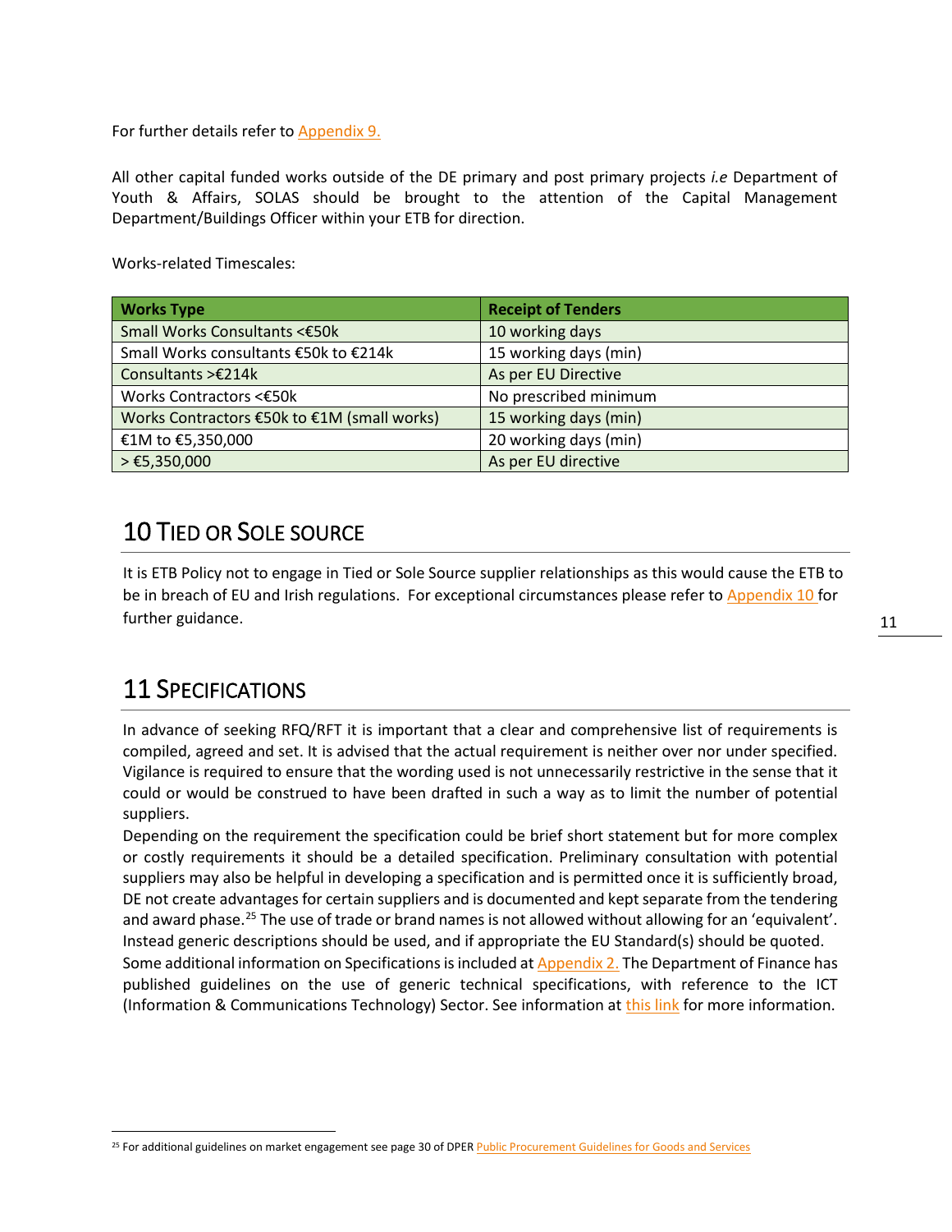For further details refer to Appendix 9.

All other capital funded works outside of the DE primary and post primary projects *i.e* Department of Youth & Affairs, SOLAS should be brought to the attention of the Capital Management Department/Buildings Officer within your ETB for direction.

Works-related Timescales:

| Works Type | Receipt of Tenders |
|---|---|
| Small Works Consultants <€50k | 10 working days |
| Small Works consultants €50k to €214k | 15 working days (min) |
| Consultants >€214k | As per EU Directive |
| Works Contractors <€50k | No prescribed minimum |
| Works Contractors €50k to €1M (small works) | 15 working days (min) |
| €1M to €5,350,000 | 20 working days (min) |
| > €5,350,000 | As per EU directive |

# 10 Tied or Sole Source

It is ETB Policy not to engage in Tied or Sole Source supplier relationships as this would cause the ETB to be in breach of EU and Irish regulations. For exceptional circumstances please refer to Appendix 10 for further guidance.

# 11 Specifications

In advance of seeking RFQ/RFT it is important that a clear and comprehensive list of requirements is compiled, agreed and set. It is advised that the actual requirement is neither over nor under specified. Vigilance is required to ensure that the wording used is not unnecessarily restrictive in the sense that it could or would be construed to have been drafted in such a way as to limit the number of potential suppliers.

Depending on the requirement the specification could be brief short statement but for more complex or costly requirements it should be a detailed specification. Preliminary consultation with potential suppliers may also be helpful in developing a specification and is permitted once it is sufficiently broad, DE not create advantages for certain suppliers and is documented and kept separate from the tendering and award phase.[25] The use of trade or brand names is not allowed without allowing for an 'equivalent'. Instead generic descriptions should be used, and if appropriate the EU Standard(s) should be quoted.

Some additional information on Specifications is included at Appendix 2. The Department of Finance has published guidelines on the use of generic technical specifications, with reference to the ICT (Information & Communications Technology) Sector. See information at this link for more information.

[25] For additional guidelines on market engagement see page 30 of DPER Public Procurement Guidelines for Goods and Services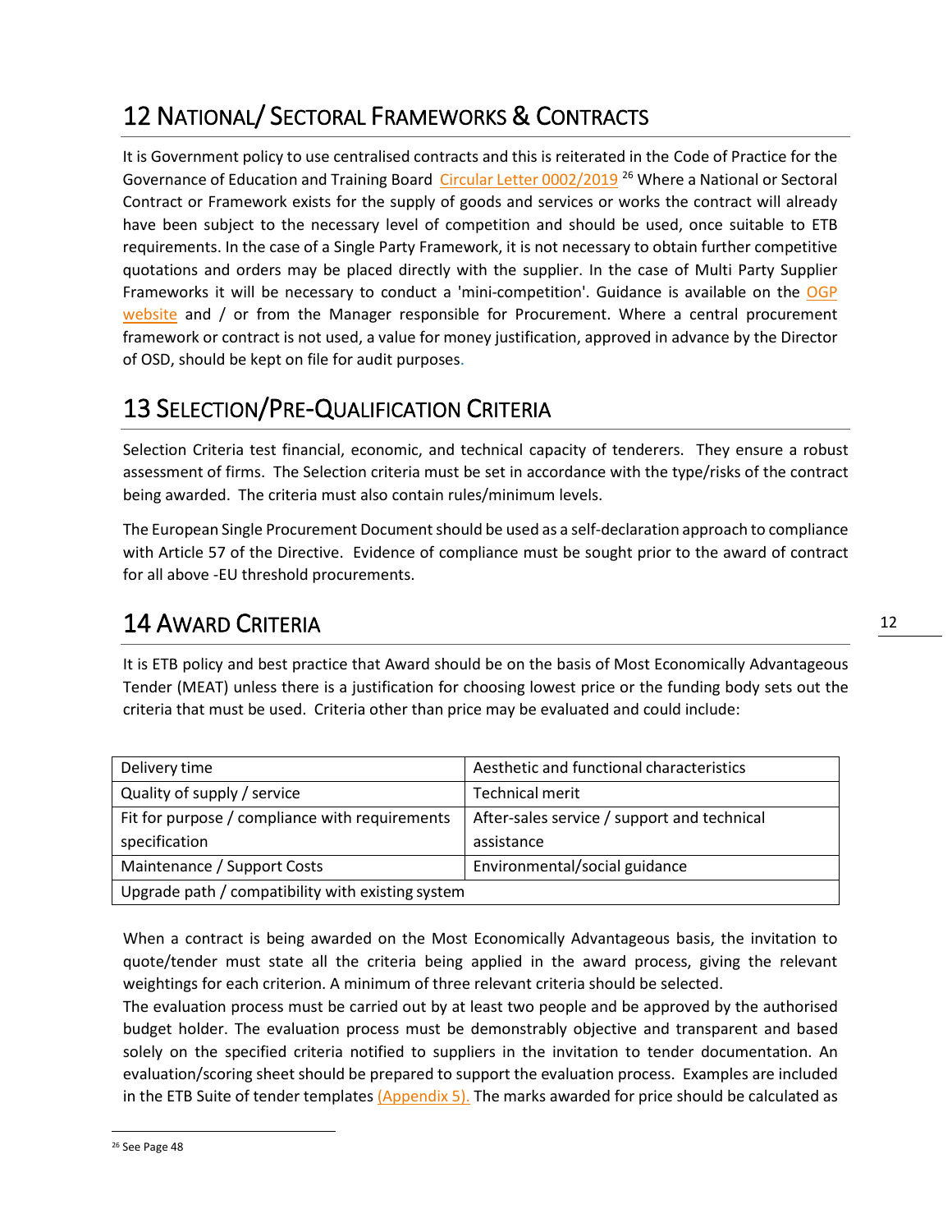# 12 NATIONAL/ SECTORAL FRAMEWORKS & CONTRACTS

It is Government policy to use centralised contracts and this is reiterated in the Code of Practice for the Governance of Education and Training Board Circular Letter 0002/2019 [26] Where a National or Sectoral Contract or Framework exists for the supply of goods and services or works the contract will already have been subject to the necessary level of competition and should be used, once suitable to ETB requirements. In the case of a Single Party Framework, it is not necessary to obtain further competitive quotations and orders may be placed directly with the supplier. In the case of Multi Party Supplier Frameworks it will be necessary to conduct a 'mini-competition'. Guidance is available on the OGP website and / or from the Manager responsible for Procurement. Where a central procurement framework or contract is not used, a value for money justification, approved in advance by the Director of OSD, should be kept on file for audit purposes.

# 13 SELECTION/PRE-QUALIFICATION CRITERIA

Selection Criteria test financial, economic, and technical capacity of tenderers. They ensure a robust assessment of firms. The Selection criteria must be set in accordance with the type/risks of the contract being awarded. The criteria must also contain rules/minimum levels.

The European Single Procurement Document should be used as a self-declaration approach to compliance with Article 57 of the Directive. Evidence of compliance must be sought prior to the award of contract for all above -EU threshold procurements.

# 14 AWARD CRITERIA

It is ETB policy and best practice that Award should be on the basis of Most Economically Advantageous Tender (MEAT) unless there is a justification for choosing lowest price or the funding body sets out the criteria that must be used. Criteria other than price may be evaluated and could include:

| | |
|---|---|
| Delivery time | Aesthetic and functional characteristics |
| Quality of supply / service | Technical merit |
| Fit for purpose / compliance with requirements specification | After-sales service / support and technical assistance |
| Maintenance / Support Costs | Environmental/social guidance |
| Upgrade path / compatibility with existing system | |

When a contract is being awarded on the Most Economically Advantageous basis, the invitation to quote/tender must state all the criteria being applied in the award process, giving the relevant weightings for each criterion. A minimum of three relevant criteria should be selected.

The evaluation process must be carried out by at least two people and be approved by the authorised budget holder. The evaluation process must be demonstrably objective and transparent and based solely on the specified criteria notified to suppliers in the invitation to tender documentation. An evaluation/scoring sheet should be prepared to support the evaluation process. Examples are included in the ETB Suite of tender templates (Appendix 5). The marks awarded for price should be calculated as

[26] See Page 48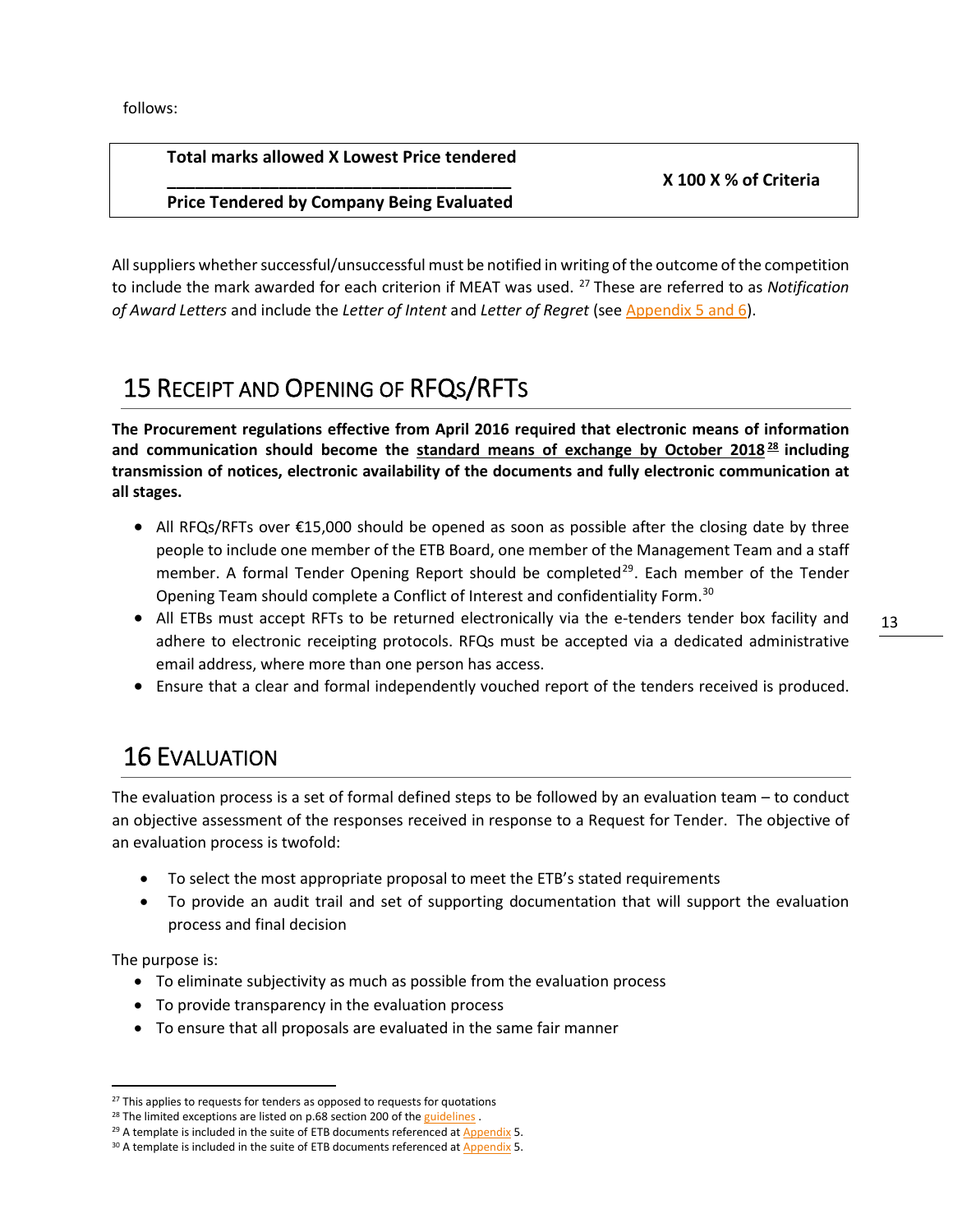follows:

$$\frac{\text{Total marks allowed X Lowest Price tendered}}{\text{Price Tendered by Company Being Evaluated}} \text{ X 100 X \% of Criteria}$$

All suppliers whether successful/unsuccessful must be notified in writing of the outcome of the competition to include the mark awarded for each criterion if MEAT was used. [27] These are referred to as *Notification of Award Letters* and include the *Letter of Intent* and *Letter of Regret* (see Appendix 5 and 6).

# 15 Receipt and Opening of RFQs/RFTs

**The Procurement regulations effective from April 2016 required that electronic means of information and communication should become the standard means of exchange by October 2018 [28] including transmission of notices, electronic availability of the documents and fully electronic communication at all stages.**

- All RFQs/RFTs over €15,000 should be opened as soon as possible after the closing date by three people to include one member of the ETB Board, one member of the Management Team and a staff member. A formal Tender Opening Report should be completed[29]. Each member of the Tender Opening Team should complete a Conflict of Interest and confidentiality Form.[30]
- All ETBs must accept RFTs to be returned electronically via the e-tenders tender box facility and adhere to electronic receipting protocols. RFQs must be accepted via a dedicated administrative email address, where more than one person has access.
- Ensure that a clear and formal independently vouched report of the tenders received is produced.

# 16 Evaluation

The evaluation process is a set of formal defined steps to be followed by an evaluation team – to conduct an objective assessment of the responses received in response to a Request for Tender. The objective of an evaluation process is twofold:

- To select the most appropriate proposal to meet the ETB's stated requirements
- To provide an audit trail and set of supporting documentation that will support the evaluation process and final decision

The purpose is:

- To eliminate subjectivity as much as possible from the evaluation process
- To provide transparency in the evaluation process
- To ensure that all proposals are evaluated in the same fair manner

---

[27] This applies to requests for tenders as opposed to requests for quotations

[28] The limited exceptions are listed on p.68 section 200 of the guidelines .

[29] A template is included in the suite of ETB documents referenced at Appendix 5.

[30] A template is included in the suite of ETB documents referenced at Appendix 5.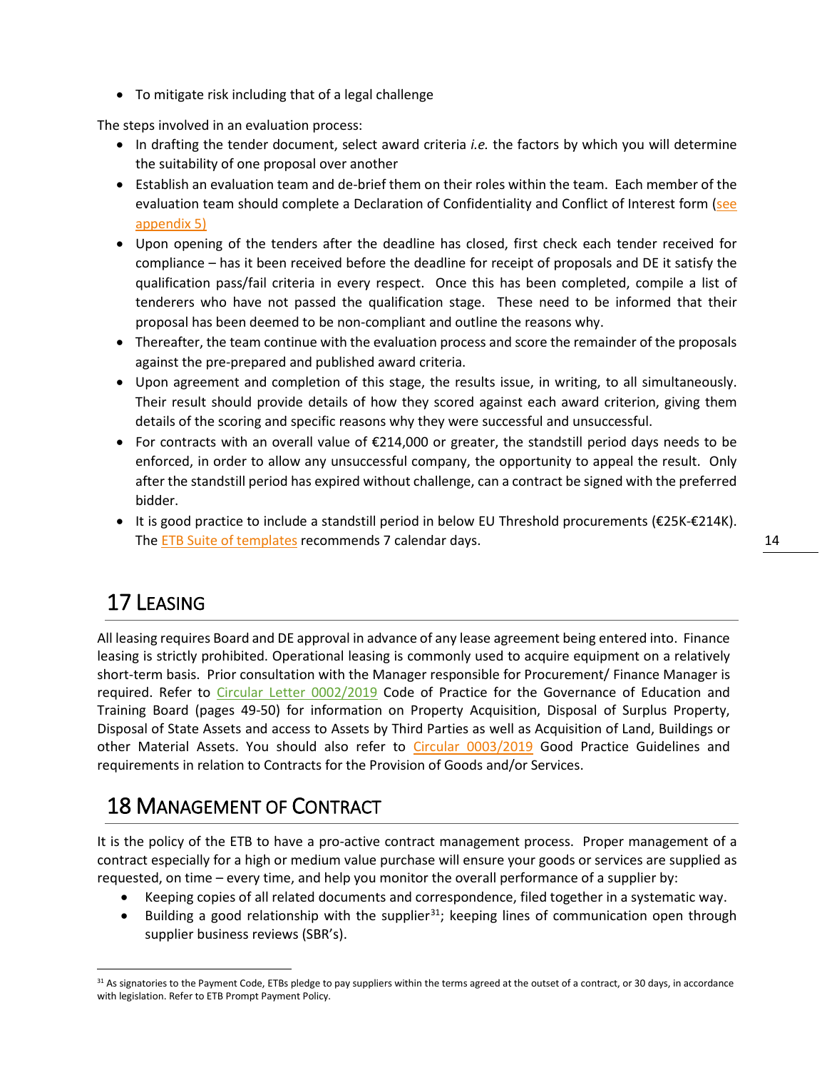- To mitigate risk including that of a legal challenge

The steps involved in an evaluation process:

- In drafting the tender document, select award criteria *i.e.* the factors by which you will determine the suitability of one proposal over another
- Establish an evaluation team and de-brief them on their roles within the team. Each member of the evaluation team should complete a Declaration of Confidentiality and Conflict of Interest form (see appendix 5)
- Upon opening of the tenders after the deadline has closed, first check each tender received for compliance – has it been received before the deadline for receipt of proposals and DE it satisfy the qualification pass/fail criteria in every respect. Once this has been completed, compile a list of tenderers who have not passed the qualification stage. These need to be informed that their proposal has been deemed to be non-compliant and outline the reasons why.
- Thereafter, the team continue with the evaluation process and score the remainder of the proposals against the pre-prepared and published award criteria.
- Upon agreement and completion of this stage, the results issue, in writing, to all simultaneously. Their result should provide details of how they scored against each award criterion, giving them details of the scoring and specific reasons why they were successful and unsuccessful.
- For contracts with an overall value of €214,000 or greater, the standstill period days needs to be enforced, in order to allow any unsuccessful company, the opportunity to appeal the result. Only after the standstill period has expired without challenge, can a contract be signed with the preferred bidder.
- It is good practice to include a standstill period in below EU Threshold procurements (€25K-€214K). The ETB Suite of templates recommends 7 calendar days.

# 17 Leasing

All leasing requires Board and DE approval in advance of any lease agreement being entered into. Finance leasing is strictly prohibited. Operational leasing is commonly used to acquire equipment on a relatively short-term basis. Prior consultation with the Manager responsible for Procurement/ Finance Manager is required. Refer to Circular Letter 0002/2019 Code of Practice for the Governance of Education and Training Board (pages 49-50) for information on Property Acquisition, Disposal of Surplus Property, Disposal of State Assets and access to Assets by Third Parties as well as Acquisition of Land, Buildings or other Material Assets. You should also refer to Circular 0003/2019 Good Practice Guidelines and requirements in relation to Contracts for the Provision of Goods and/or Services.

# 18 Management of Contract

It is the policy of the ETB to have a pro-active contract management process. Proper management of a contract especially for a high or medium value purchase will ensure your goods or services are supplied as requested, on time – every time, and help you monitor the overall performance of a supplier by:

- Keeping copies of all related documents and correspondence, filed together in a systematic way.
- Building a good relationship with the supplier[31]; keeping lines of communication open through supplier business reviews (SBR's).

[31] As signatories to the Payment Code, ETBs pledge to pay suppliers within the terms agreed at the outset of a contract, or 30 days, in accordance with legislation. Refer to ETB Prompt Payment Policy.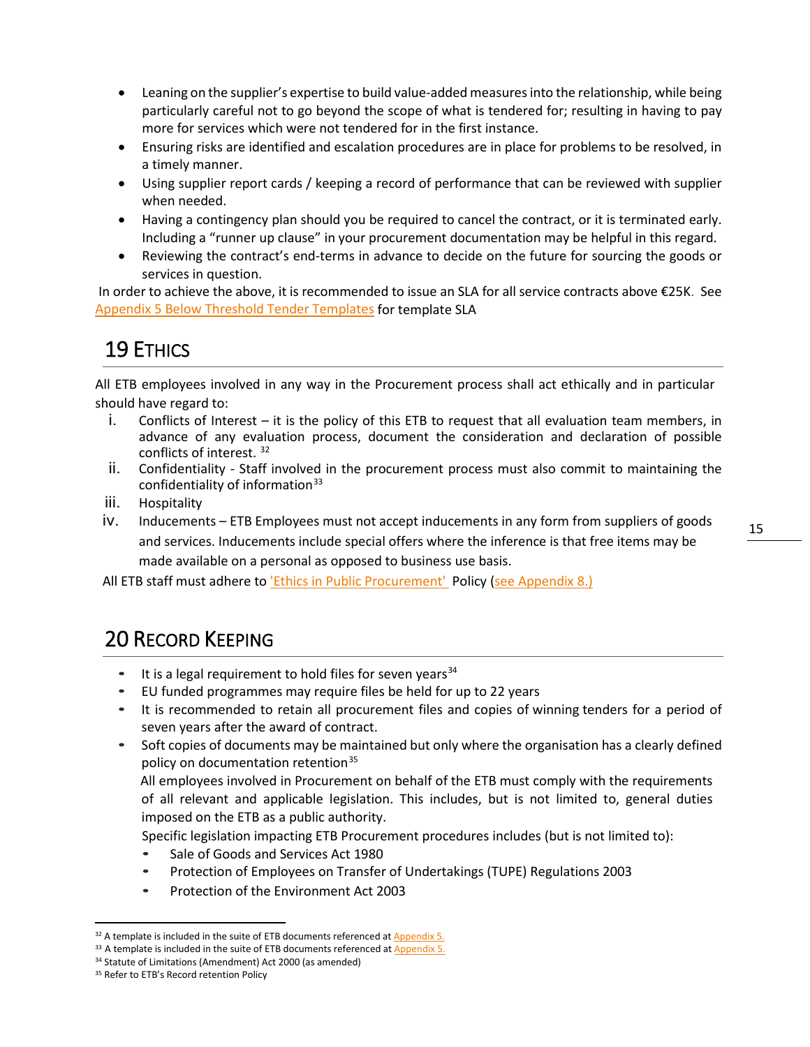- Leaning on the supplier's expertise to build value-added measures into the relationship, while being particularly careful not to go beyond the scope of what is tendered for; resulting in having to pay more for services which were not tendered for in the first instance.
- Ensuring risks are identified and escalation procedures are in place for problems to be resolved, in a timely manner.
- Using supplier report cards / keeping a record of performance that can be reviewed with supplier when needed.
- Having a contingency plan should you be required to cancel the contract, or it is terminated early. Including a "runner up clause" in your procurement documentation may be helpful in this regard.
- Reviewing the contract's end-terms in advance to decide on the future for sourcing the goods or services in question.

In order to achieve the above, it is recommended to issue an SLA for all service contracts above €25K. See Appendix 5 Below Threshold Tender Templates for template SLA

# 19 Ethics

All ETB employees involved in any way in the Procurement process shall act ethically and in particular should have regard to:

i. Conflicts of Interest – it is the policy of this ETB to request that all evaluation team members, in advance of any evaluation process, document the consideration and declaration of possible conflicts of interest. [32]
ii. Confidentiality - Staff involved in the procurement process must also commit to maintaining the confidentiality of information[33]
iii. Hospitality
iv. Inducements – ETB Employees must not accept inducements in any form from suppliers of goods and services. Inducements include special offers where the inference is that free items may be made available on a personal as opposed to business use basis.

All ETB staff must adhere to 'Ethics in Public Procurement' Policy (see Appendix 8.)

# 20 Record Keeping

- It is a legal requirement to hold files for seven years[34]
- EU funded programmes may require files be held for up to 22 years
- It is recommended to retain all procurement files and copies of winning tenders for a period of seven years after the award of contract.
- Soft copies of documents may be maintained but only where the organisation has a clearly defined policy on documentation retention[35]

  All employees involved in Procurement on behalf of the ETB must comply with the requirements of all relevant and applicable legislation. This includes, but is not limited to, general duties imposed on the ETB as a public authority.

  Specific legislation impacting ETB Procurement procedures includes (but is not limited to):

  - Sale of Goods and Services Act 1980
  - Protection of Employees on Transfer of Undertakings (TUPE) Regulations 2003
  - Protection of the Environment Act 2003

---

[32] A template is included in the suite of ETB documents referenced at Appendix 5.
[33] A template is included in the suite of ETB documents referenced at Appendix 5.
[34] Statute of Limitations (Amendment) Act 2000 (as amended)
[35] Refer to ETB's Record retention Policy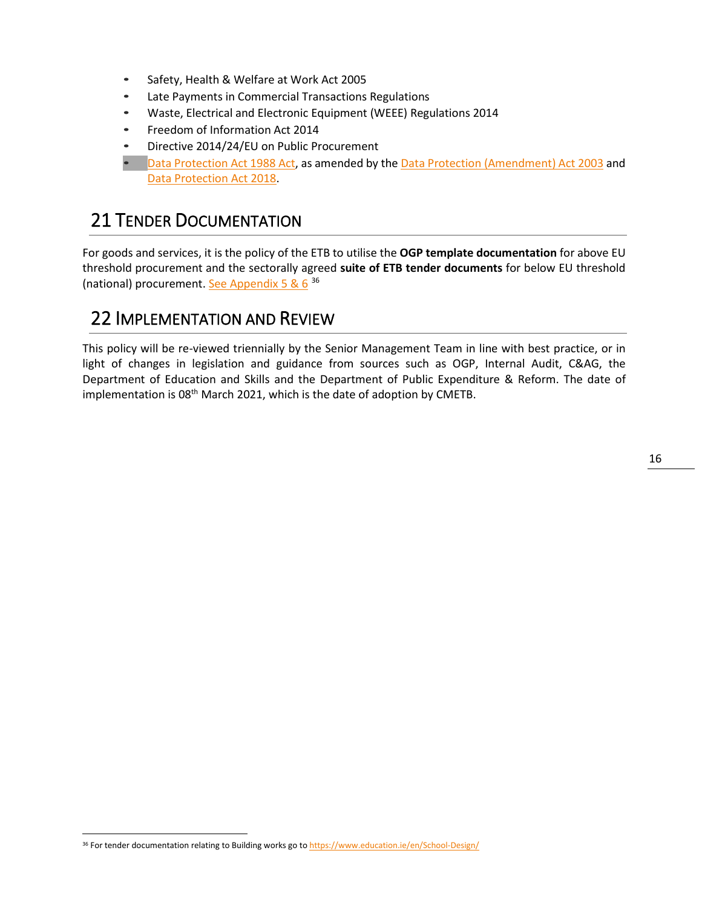- Safety, Health & Welfare at Work Act 2005
- Late Payments in Commercial Transactions Regulations
- Waste, Electrical and Electronic Equipment (WEEE) Regulations 2014
- Freedom of Information Act 2014
- Directive 2014/24/EU on Public Procurement
- Data Protection Act 1988 Act, as amended by the Data Protection (Amendment) Act 2003 and Data Protection Act 2018.

## 21 Tender Documentation

For goods and services, it is the policy of the ETB to utilise the **OGP template documentation** for above EU threshold procurement and the sectorally agreed **suite of ETB tender documents** for below EU threshold (national) procurement. See Appendix 5 & 6 [36]

## 22 Implementation and Review

This policy will be re-viewed triennially by the Senior Management Team in line with best practice, or in light of changes in legislation and guidance from sources such as OGP, Internal Audit, C&AG, the Department of Education and Skills and the Department of Public Expenditure & Reform. The date of implementation is 08th March 2021, which is the date of adoption by CMETB.

[36] For tender documentation relating to Building works go to https://www.education.ie/en/School-Design/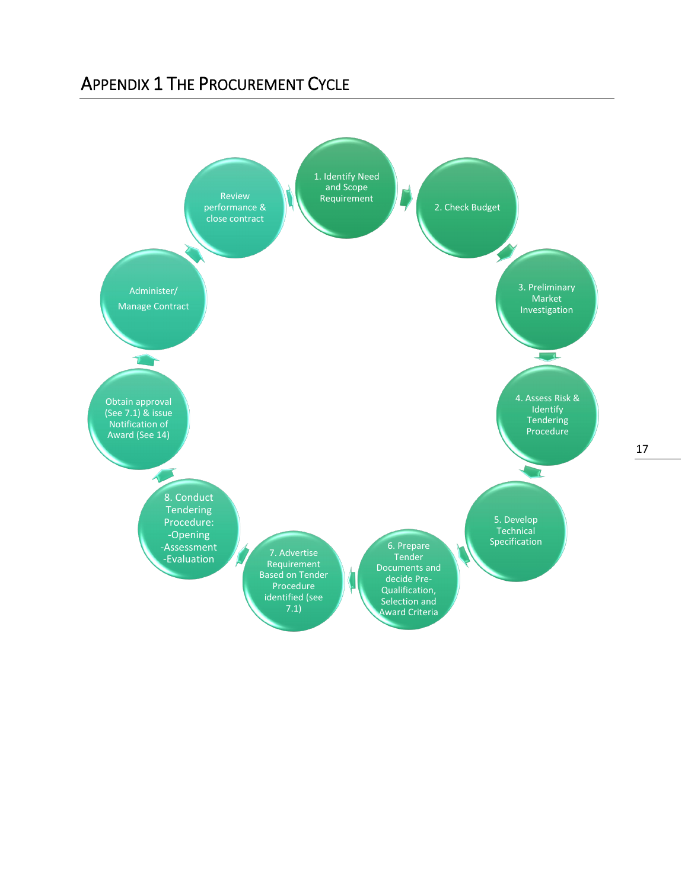# APPENDIX 1 THE PROCUREMENT CYCLE

1. Identify Need and Scope Requirement
2. Check Budget
3. Preliminary Market Investigation
4. Assess Risk & Identify Tendering Procedure
5. Develop Technical Specification
6. Prepare Tender Documents and decide Pre-Qualification, Selection and Award Criteria
7. Advertise Requirement Based on Tender Procedure identified (see 7.1)
8. Conduct Tendering Procedure:
   - Opening
   - Assessment
   - Evaluation

Obtain approval (See 7.1) & issue Notification of Award (See 14)

Administer/ Manage Contract

Review performance & close contract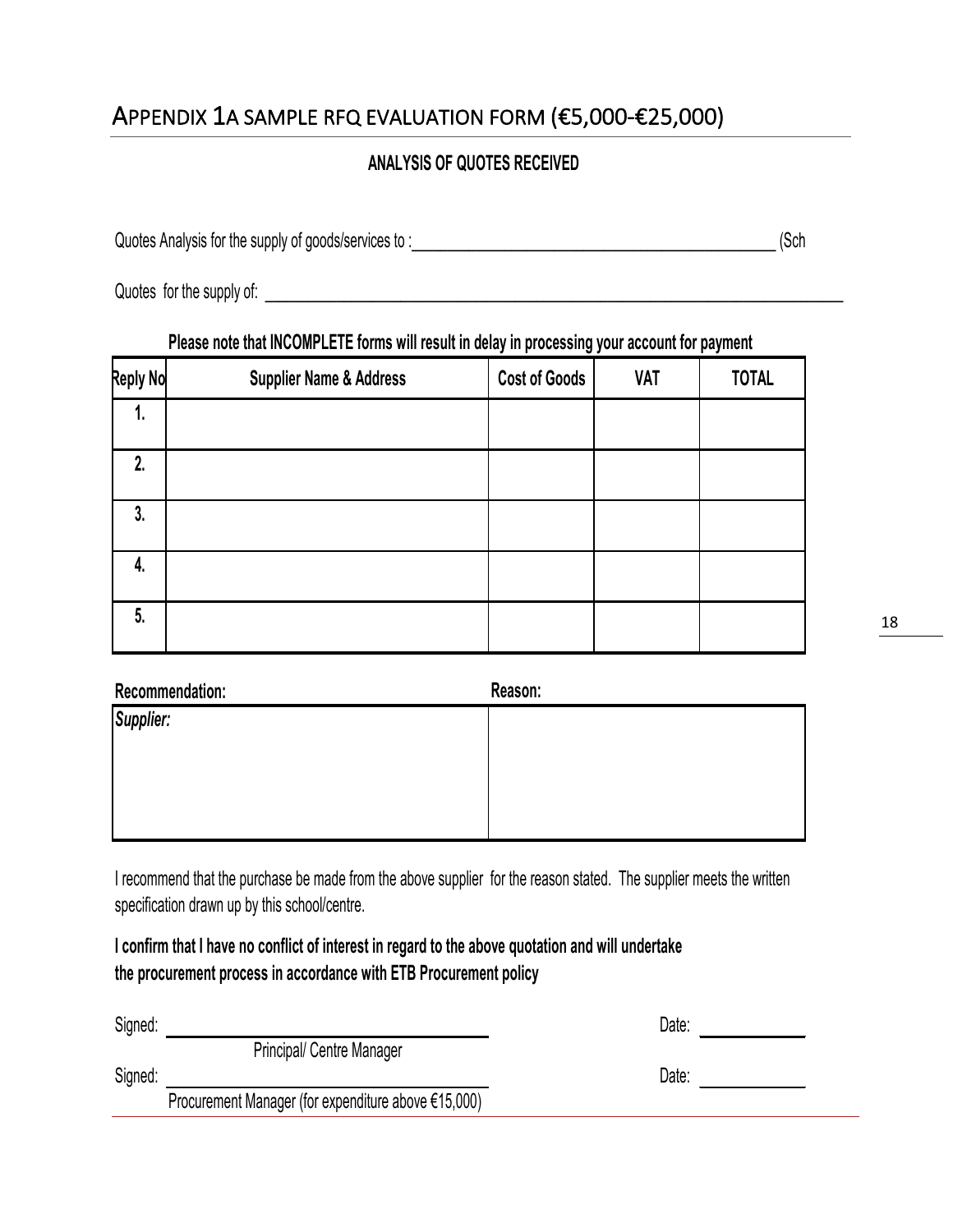# Appendix 1a Sample RFQ Evaluation Form (€5,000-€25,000)

**ANALYSIS OF QUOTES RECEIVED**

Quotes Analysis for the supply of goods/services to :\_\_\_\_\_\_\_\_\_\_\_\_\_\_\_\_\_\_\_\_\_\_\_\_\_\_\_\_\_\_\_\_\_\_\_\_\_\_\_\_ (Sch

Quotes for the supply of: \_\_\_\_\_\_\_\_\_\_\_\_\_\_\_\_\_\_\_\_\_\_\_\_\_\_\_\_\_\_\_\_\_\_\_\_\_\_\_\_\_\_\_\_\_\_\_\_\_\_\_\_\_\_\_\_\_\_

**Please note that INCOMPLETE forms will result in delay in processing your account for payment**

| Reply No | Supplier Name & Address | Cost of Goods | VAT | TOTAL |
|---|---|---|---|---|
| 1. | | | | |
| 2. | | | | |
| 3. | | | | |
| 4. | | | | |
| 5. | | | | |

| Recommendation: | Reason: |
|---|---|
| ***Supplier:*** | |

I recommend that the purchase be made from the above supplier for the reason stated. The supplier meets the written specification drawn up by this school/centre.

**I confirm that I have no conflict of interest in regard to the above quotation and will undertake the procurement process in accordance with ETB Procurement policy**

Signed: \_\_\_\_\_\_\_\_\_\_\_\_\_\_\_\_\_\_\_\_\_\_\_\_\_\_\_\_\_\_ Date: \_\_\_\_\_\_\_\_\_\_
Principal/ Centre Manager

Signed: \_\_\_\_\_\_\_\_\_\_\_\_\_\_\_\_\_\_\_\_\_\_\_\_\_\_\_\_\_\_ Date: \_\_\_\_\_\_\_\_\_\_
Procurement Manager (for expenditure above €15,000)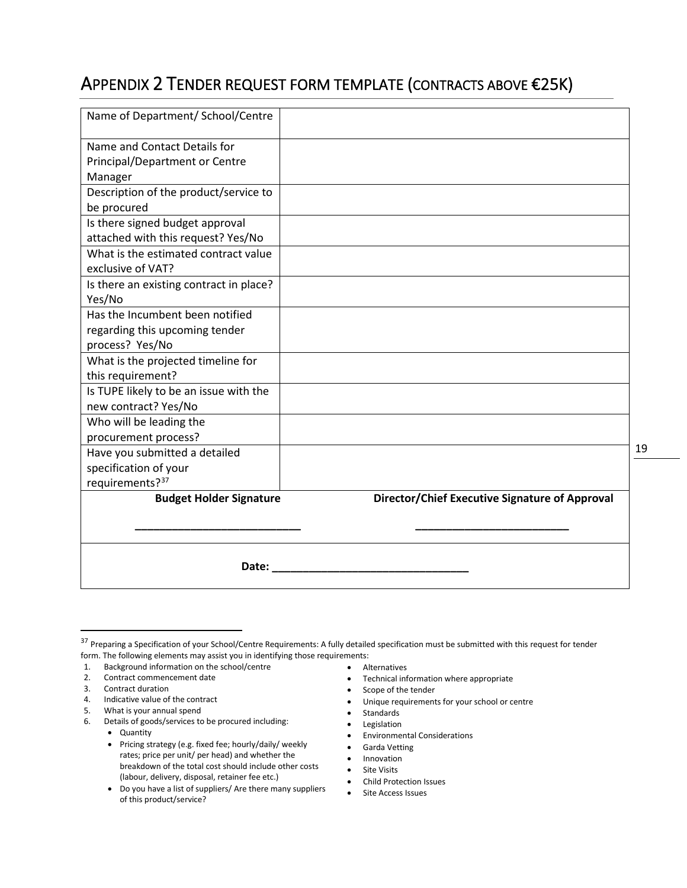# Appendix 2 Tender request form template (contracts above €25K)

| Name of Department/ School/Centre | |
|---|---|
| Name and Contact Details for Principal/Department or Centre Manager | |
| Description of the product/service to be procured | |
| Is there signed budget approval attached with this request? Yes/No | |
| What is the estimated contract value exclusive of VAT? | |
| Is there an existing contract in place? Yes/No | |
| Has the Incumbent been notified regarding this upcoming tender process? Yes/No | |
| What is the projected timeline for this requirement? | |
| Is TUPE likely to be an issue with the new contract? Yes/No | |
| Who will be leading the procurement process? | |
| Have you submitted a detailed specification of your requirements?[37] | |
| **Budget Holder Signature**<br><br>\_\_\_\_\_\_\_\_\_\_\_\_\_\_\_\_\_\_\_\_\_\_\_\_\_\_ | **Director/Chief Executive Signature of Approval**<br><br>\_\_\_\_\_\_\_\_\_\_\_\_\_\_\_\_\_\_\_\_\_\_\_\_\_ |
| **Date: \_\_\_\_\_\_\_\_\_\_\_\_\_\_\_\_\_\_\_\_\_\_\_\_\_\_\_\_\_\_** | |

---

[37] Preparing a Specification of your School/Centre Requirements: A fully detailed specification must be submitted with this request for tender form. The following elements may assist you in identifying those requirements:

1. Background information on the school/centre
2. Contract commencement date
3. Contract duration
4. Indicative value of the contract
5. What is your annual spend
6. Details of goods/services to be procured including:
   - Quantity
   - Pricing strategy (e.g. fixed fee; hourly/daily/ weekly rates; price per unit/ per head) and whether the breakdown of the total cost should include other costs (labour, delivery, disposal, retainer fee etc.)
   - Do you have a list of suppliers/ Are there many suppliers of this product/service?

- Alternatives
- Technical information where appropriate
- Scope of the tender
- Unique requirements for your school or centre
- Standards
- Legislation
- Environmental Considerations
- Garda Vetting
- Innovation
- Site Visits
- Child Protection Issues
- Site Access Issues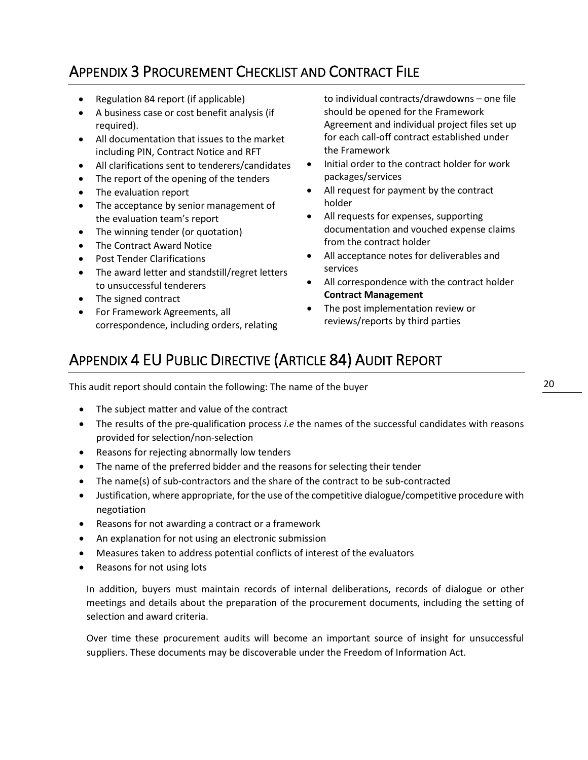## Appendix 3 Procurement Checklist and Contract File

- Regulation 84 report (if applicable)
- A business case or cost benefit analysis (if required).
- All documentation that issues to the market including PIN, Contract Notice and RFT
- All clarifications sent to tenderers/candidates
- The report of the opening of the tenders
- The evaluation report
- The acceptance by senior management of the evaluation team's report
- The winning tender (or quotation)
- The Contract Award Notice
- Post Tender Clarifications
- The award letter and standstill/regret letters to unsuccessful tenderers
- The signed contract
- For Framework Agreements, all correspondence, including orders, relating to individual contracts/drawdowns – one file should be opened for the Framework Agreement and individual project files set up for each call-off contract established under the Framework
- Initial order to the contract holder for work packages/services
- All request for payment by the contract holder
- All requests for expenses, supporting documentation and vouched expense claims from the contract holder
- All acceptance notes for deliverables and services
- All correspondence with the contract holder **Contract Management**
- The post implementation review or reviews/reports by third parties

## Appendix 4 EU Public Directive (Article 84) Audit Report

This audit report should contain the following: The name of the buyer

- The subject matter and value of the contract
- The results of the pre-qualification process *i.e* the names of the successful candidates with reasons provided for selection/non-selection
- Reasons for rejecting abnormally low tenders
- The name of the preferred bidder and the reasons for selecting their tender
- The name(s) of sub-contractors and the share of the contract to be sub-contracted
- Justification, where appropriate, for the use of the competitive dialogue/competitive procedure with negotiation
- Reasons for not awarding a contract or a framework
- An explanation for not using an electronic submission
- Measures taken to address potential conflicts of interest of the evaluators
- Reasons for not using lots

In addition, buyers must maintain records of internal deliberations, records of dialogue or other meetings and details about the preparation of the procurement documents, including the setting of selection and award criteria.

Over time these procurement audits will become an important source of insight for unsuccessful suppliers. These documents may be discoverable under the Freedom of Information Act.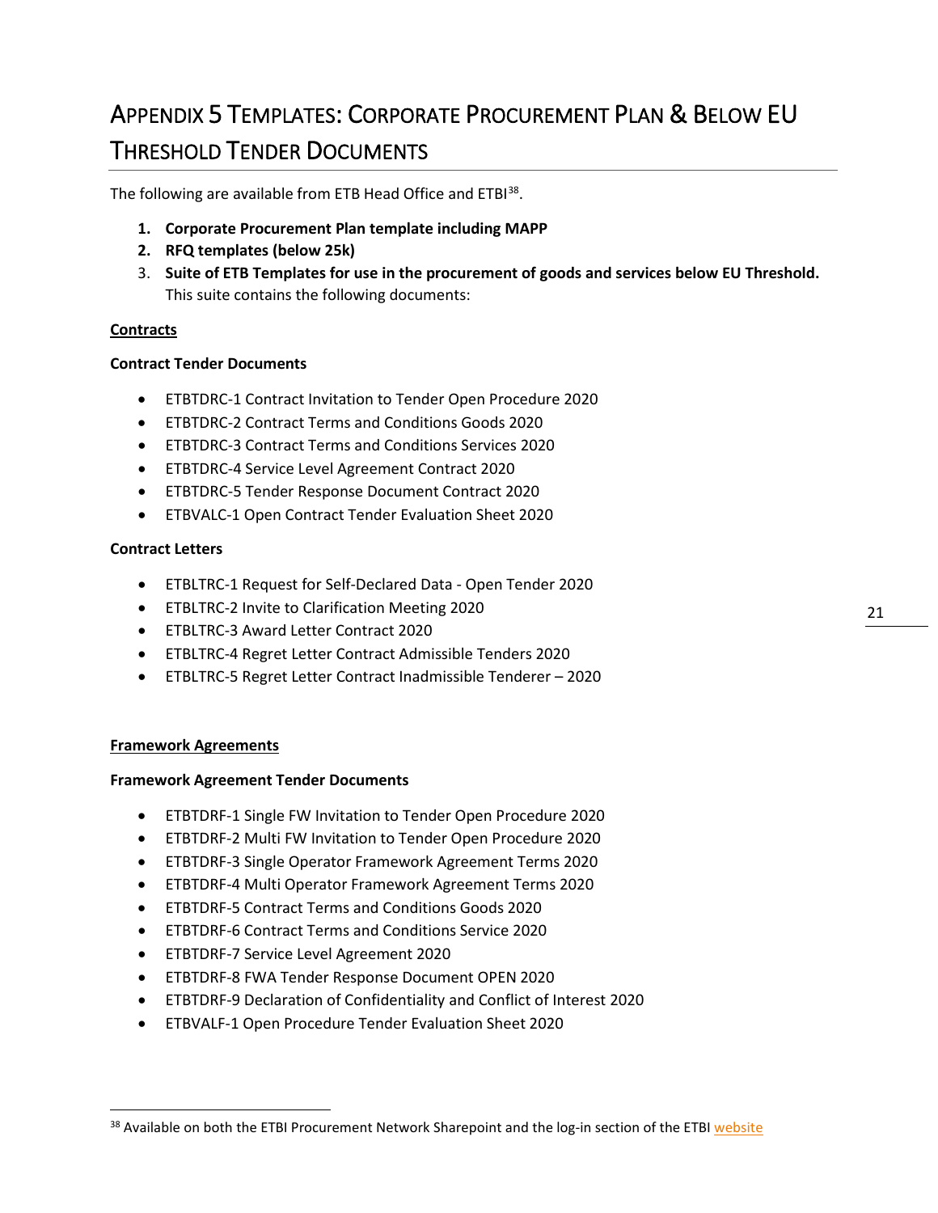# Appendix 5 Templates: Corporate Procurement Plan & Below EU Threshold Tender Documents

The following are available from ETB Head Office and ETBI[38].

1. **Corporate Procurement Plan template including MAPP**
2. **RFQ templates (below 25k)**
3. **Suite of ETB Templates for use in the procurement of goods and services below EU Threshold.** This suite contains the following documents:

**<u>Contracts</u>**

**Contract Tender Documents**

- ETBTDRC-1 Contract Invitation to Tender Open Procedure 2020
- ETBTDRC-2 Contract Terms and Conditions Goods 2020
- ETBTDRC-3 Contract Terms and Conditions Services 2020
- ETBTDRC-4 Service Level Agreement Contract 2020
- ETBTDRC-5 Tender Response Document Contract 2020
- ETBVALC-1 Open Contract Tender Evaluation Sheet 2020

**Contract Letters**

- ETBLTRC-1 Request for Self-Declared Data - Open Tender 2020
- ETBLTRC-2 Invite to Clarification Meeting 2020
- ETBLTRC-3 Award Letter Contract 2020
- ETBLTRC-4 Regret Letter Contract Admissible Tenders 2020
- ETBLTRC-5 Regret Letter Contract Inadmissible Tenderer – 2020

**<u>Framework Agreements</u>**

**Framework Agreement Tender Documents**

- ETBTDRF-1 Single FW Invitation to Tender Open Procedure 2020
- ETBTDRF-2 Multi FW Invitation to Tender Open Procedure 2020
- ETBTDRF-3 Single Operator Framework Agreement Terms 2020
- ETBTDRF-4 Multi Operator Framework Agreement Terms 2020
- ETBTDRF-5 Contract Terms and Conditions Goods 2020
- ETBTDRF-6 Contract Terms and Conditions Service 2020
- ETBTDRF-7 Service Level Agreement 2020
- ETBTDRF-8 FWA Tender Response Document OPEN 2020
- ETBTDRF-9 Declaration of Confidentiality and Conflict of Interest 2020
- ETBVALF-1 Open Procedure Tender Evaluation Sheet 2020

[38] Available on both the ETBI Procurement Network Sharepoint and the log-in section of the ETBI website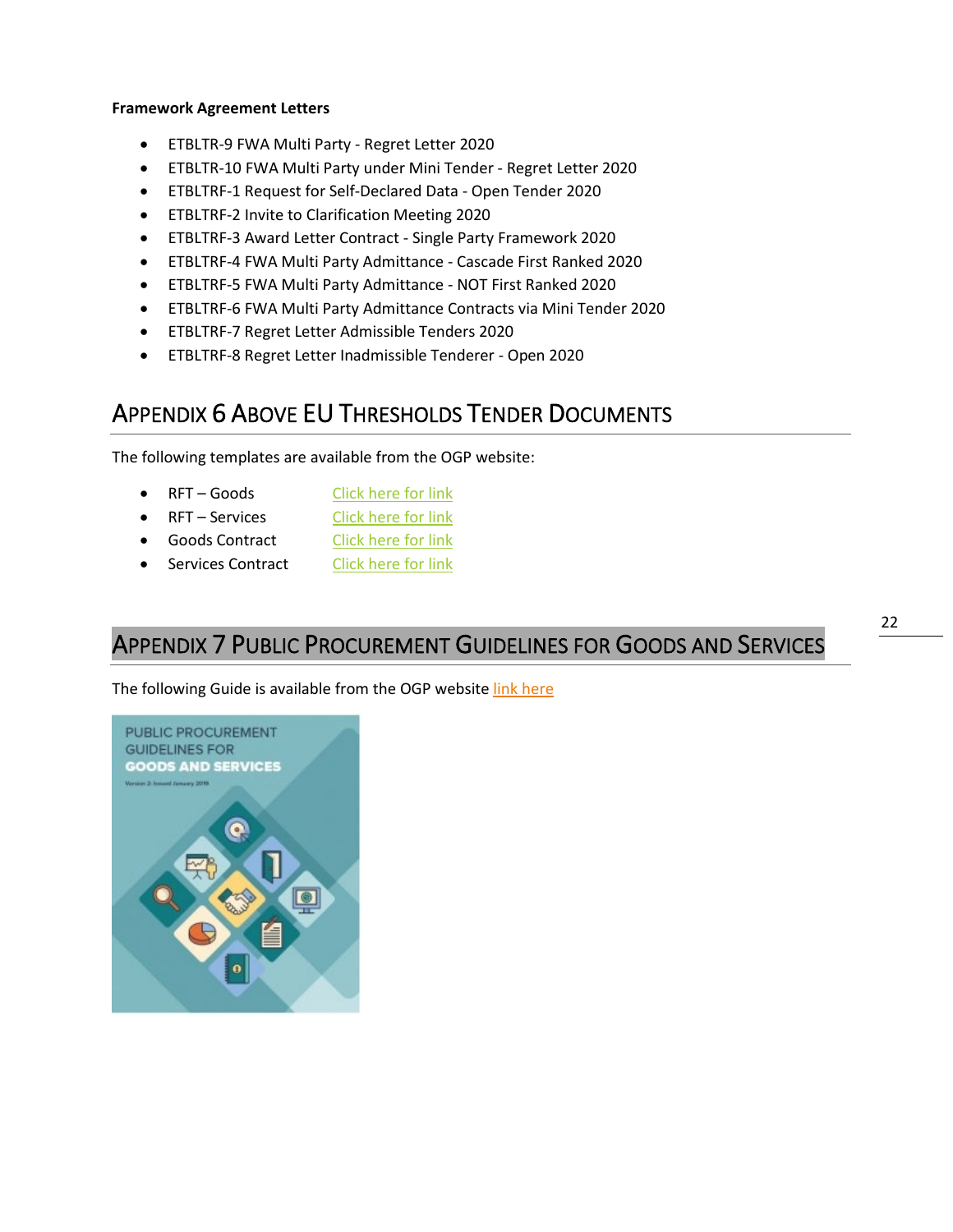**Framework Agreement Letters**

- ETBLTR-9 FWA Multi Party - Regret Letter 2020
- ETBLTR-10 FWA Multi Party under Mini Tender - Regret Letter 2020
- ETBLTRF-1 Request for Self-Declared Data - Open Tender 2020
- ETBLTRF-2 Invite to Clarification Meeting 2020
- ETBLTRF-3 Award Letter Contract - Single Party Framework 2020
- ETBLTRF-4 FWA Multi Party Admittance - Cascade First Ranked 2020
- ETBLTRF-5 FWA Multi Party Admittance - NOT First Ranked 2020
- ETBLTRF-6 FWA Multi Party Admittance Contracts via Mini Tender 2020
- ETBLTRF-7 Regret Letter Admissible Tenders 2020
- ETBLTRF-8 Regret Letter Inadmissible Tenderer - Open 2020

## Appendix 6 Above EU Thresholds Tender Documents

The following templates are available from the OGP website:

- RFT – Goods Click here for link
- RFT – Services Click here for link
- Goods Contract Click here for link
- Services Contract Click here for link

## Appendix 7 Public Procurement Guidelines for Goods and Services

The following Guide is available from the OGP website link here

PUBLIC PROCUREMENT GUIDELINES FOR GOODS AND SERVICES

Version 2: Issued January 2019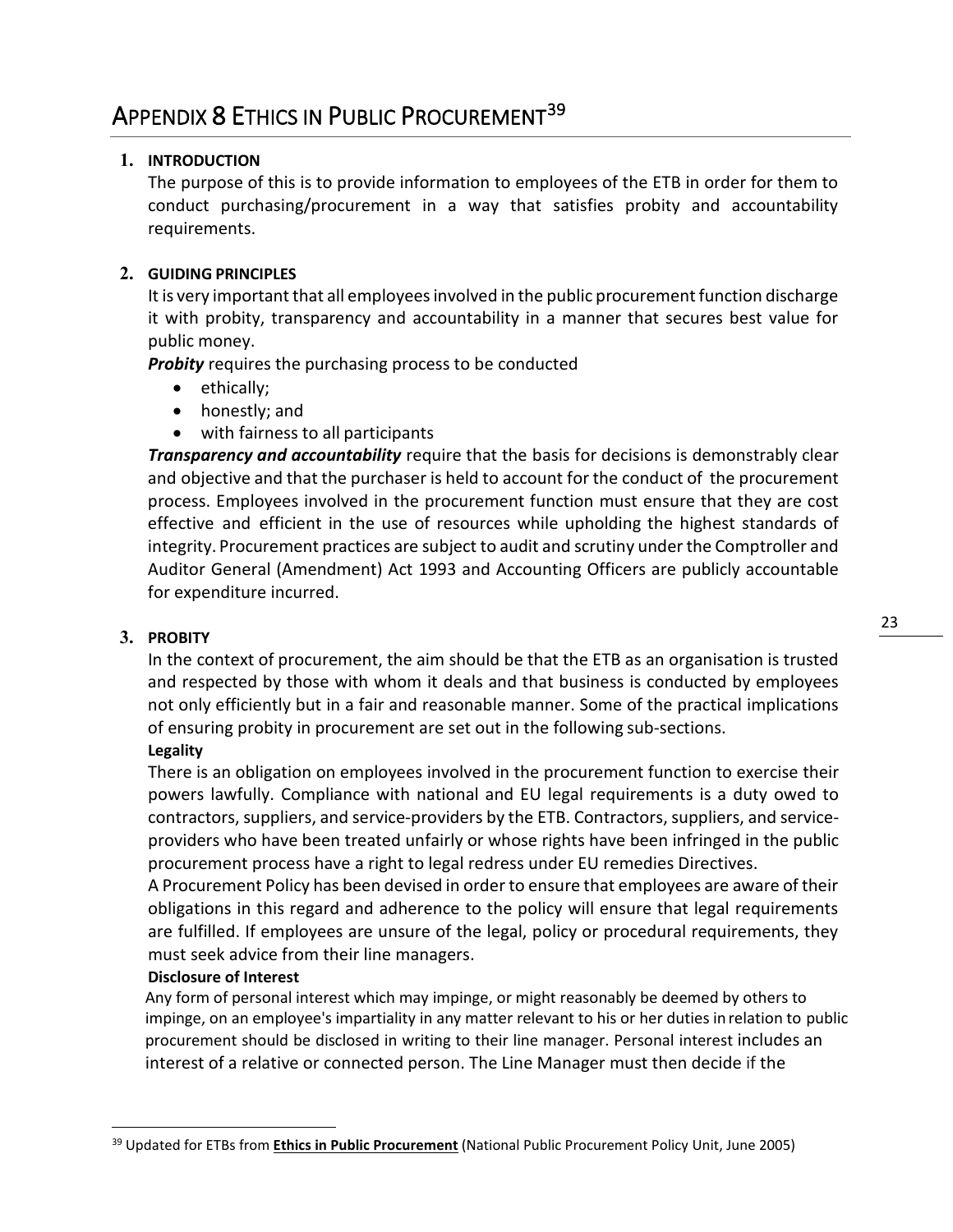# Appendix 8 Ethics in Public Procurement[39]

## 1. INTRODUCTION

The purpose of this is to provide information to employees of the ETB in order for them to conduct purchasing/procurement in a way that satisfies probity and accountability requirements.

## 2. GUIDING PRINCIPLES

It is very important that all employees involved in the public procurement function discharge it with probity, transparency and accountability in a manner that secures best value for public money.

***Probity*** requires the purchasing process to be conducted

- ethically;
- honestly; and
- with fairness to all participants

***Transparency and accountability*** require that the basis for decisions is demonstrably clear and objective and that the purchaser is held to account for the conduct of the procurement process. Employees involved in the procurement function must ensure that they are cost effective and efficient in the use of resources while upholding the highest standards of integrity. Procurement practices are subject to audit and scrutiny under the Comptroller and Auditor General (Amendment) Act 1993 and Accounting Officers are publicly accountable for expenditure incurred.

## 3. PROBITY

In the context of procurement, the aim should be that the ETB as an organisation is trusted and respected by those with whom it deals and that business is conducted by employees not only efficiently but in a fair and reasonable manner. Some of the practical implications of ensuring probity in procurement are set out in the following sub-sections.

**Legality**

There is an obligation on employees involved in the procurement function to exercise their powers lawfully. Compliance with national and EU legal requirements is a duty owed to contractors, suppliers, and service-providers by the ETB. Contractors, suppliers, and service-providers who have been treated unfairly or whose rights have been infringed in the public procurement process have a right to legal redress under EU remedies Directives.

A Procurement Policy has been devised in order to ensure that employees are aware of their obligations in this regard and adherence to the policy will ensure that legal requirements are fulfilled. If employees are unsure of the legal, policy or procedural requirements, they must seek advice from their line managers.

**Disclosure of Interest**

Any form of personal interest which may impinge, or might reasonably be deemed by others to impinge, on an employee's impartiality in any matter relevant to his or her duties in relation to public procurement should be disclosed in writing to their line manager. Personal interest includes an interest of a relative or connected person. The Line Manager must then decide if the

---

[39] Updated for ETBs from **Ethics in Public Procurement** (National Public Procurement Policy Unit, June 2005)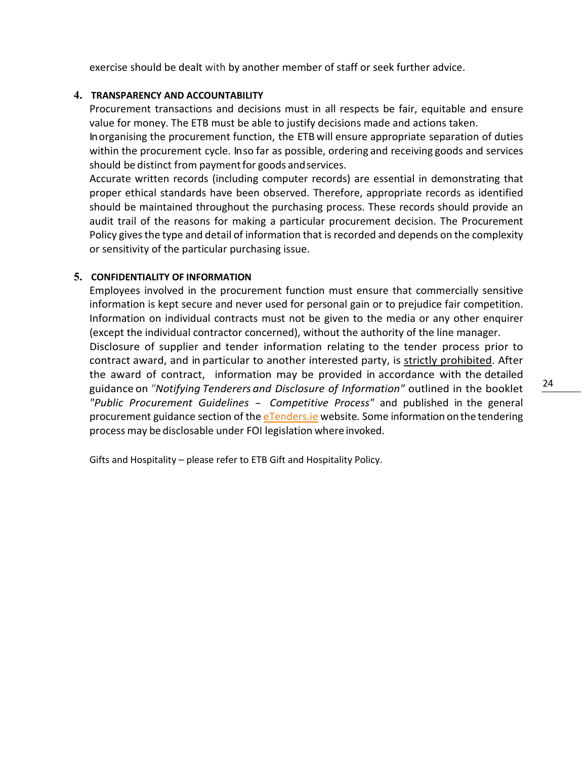exercise should be dealt with by another member of staff or seek further advice.

## 4. TRANSPARENCY AND ACCOUNTABILITY

Procurement transactions and decisions must in all respects be fair, equitable and ensure value for money. The ETB must be able to justify decisions made and actions taken.

In organising the procurement function, the ETB will ensure appropriate separation of duties within the procurement cycle. In so far as possible, ordering and receiving goods and services should be distinct from payment for goods and services.

Accurate written records (including computer records) are essential in demonstrating that proper ethical standards have been observed. Therefore, appropriate records as identified should be maintained throughout the purchasing process. These records should provide an audit trail of the reasons for making a particular procurement decision. The Procurement Policy gives the type and detail of information that is recorded and depends on the complexity or sensitivity of the particular purchasing issue.

## 5. CONFIDENTIALITY OF INFORMATION

Employees involved in the procurement function must ensure that commercially sensitive information is kept secure and never used for personal gain or to prejudice fair competition. Information on individual contracts must not be given to the media or any other enquirer (except the individual contractor concerned), without the authority of the line manager.

Disclosure of supplier and tender information relating to the tender process prior to contract award, and in particular to another interested party, is strictly prohibited. After the award of contract, information may be provided in accordance with the detailed guidance on *"Notifying Tenderers and Disclosure of Information"* outlined in the booklet *"Public Procurement Guidelines – Competitive Process"* and published in the general procurement guidance section of the eTenders.ie website. Some information on the tendering process may be disclosable under FOI legislation where invoked.

Gifts and Hospitality – please refer to ETB Gift and Hospitality Policy.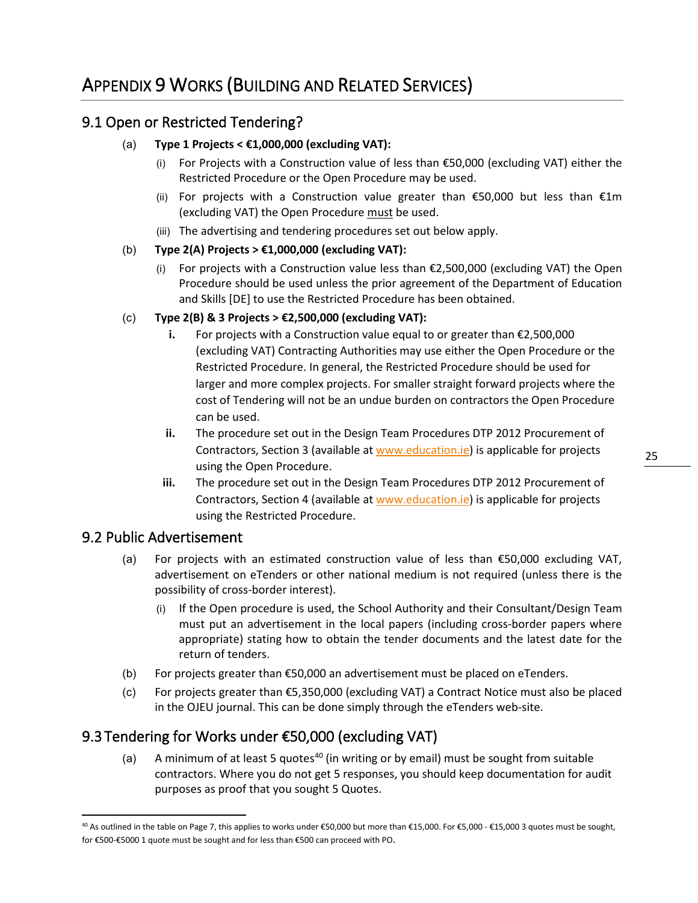# Appendix 9 Works (Building and Related Services)

## 9.1 Open or Restricted Tendering?

(a) **Type 1 Projects < €1,000,000 (excluding VAT):**

   (i) For Projects with a Construction value of less than €50,000 (excluding VAT) either the Restricted Procedure or the Open Procedure may be used.

   (ii) For projects with a Construction value greater than €50,000 but less than €1m (excluding VAT) the Open Procedure must be used.

   (iii) The advertising and tendering procedures set out below apply.

(b) **Type 2(A) Projects > €1,000,000 (excluding VAT):**

   (i) For projects with a Construction value less than €2,500,000 (excluding VAT) the Open Procedure should be used unless the prior agreement of the Department of Education and Skills [DE] to use the Restricted Procedure has been obtained.

(c) **Type 2(B) & 3 Projects > €2,500,000 (excluding VAT):**

   **i.** For projects with a Construction value equal to or greater than €2,500,000 (excluding VAT) Contracting Authorities may use either the Open Procedure or the Restricted Procedure. In general, the Restricted Procedure should be used for larger and more complex projects. For smaller straight forward projects where the cost of Tendering will not be an undue burden on contractors the Open Procedure can be used.

   **ii.** The procedure set out in the Design Team Procedures DTP 2012 Procurement of Contractors, Section 3 (available at www.education.ie) is applicable for projects using the Open Procedure.

   **iii.** The procedure set out in the Design Team Procedures DTP 2012 Procurement of Contractors, Section 4 (available at www.education.ie) is applicable for projects using the Restricted Procedure.

## 9.2 Public Advertisement

(a) For projects with an estimated construction value of less than €50,000 excluding VAT, advertisement on eTenders or other national medium is not required (unless there is the possibility of cross-border interest).

   (i) If the Open procedure is used, the School Authority and their Consultant/Design Team must put an advertisement in the local papers (including cross-border papers where appropriate) stating how to obtain the tender documents and the latest date for the return of tenders.

(b) For projects greater than €50,000 an advertisement must be placed on eTenders.

(c) For projects greater than €5,350,000 (excluding VAT) a Contract Notice must also be placed in the OJEU journal. This can be done simply through the eTenders web-site.

## 9.3 Tendering for Works under €50,000 (excluding VAT)

(a) A minimum of at least 5 quotes[40] (in writing or by email) must be sought from suitable contractors. Where you do not get 5 responses, you should keep documentation for audit purposes as proof that you sought 5 Quotes.

---

[40] As outlined in the table on Page 7, this applies to works under €50,000 but more than €15,000. For €5,000 - €15,000 3 quotes must be sought, for €500-€5000 1 quote must be sought and for less than €500 can proceed with PO.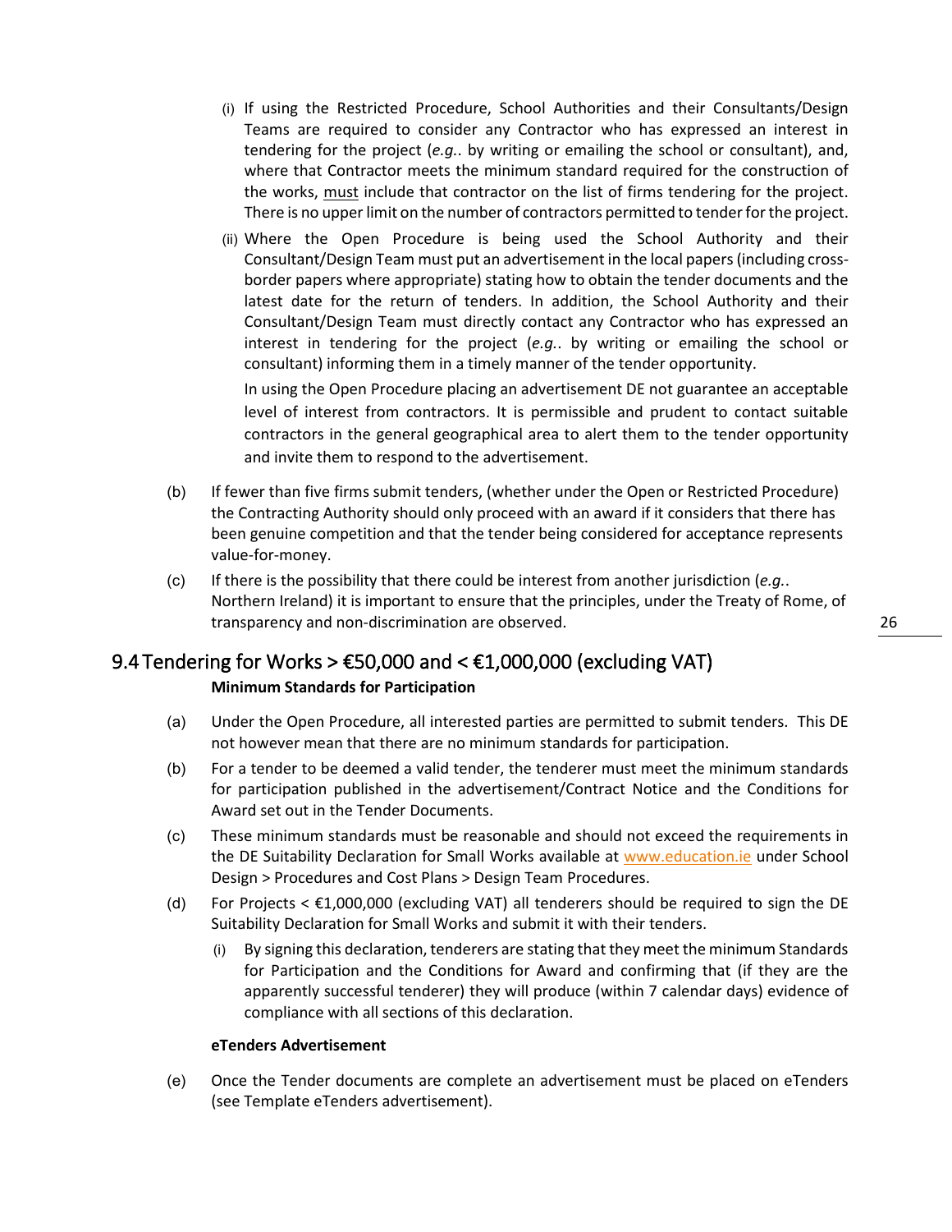(i) If using the Restricted Procedure, School Authorities and their Consultants/Design Teams are required to consider any Contractor who has expressed an interest in tendering for the project (*e.g.*. by writing or emailing the school or consultant), and, where that Contractor meets the minimum standard required for the construction of the works, must include that contractor on the list of firms tendering for the project. There is no upper limit on the number of contractors permitted to tender for the project.

(ii) Where the Open Procedure is being used the School Authority and their Consultant/Design Team must put an advertisement in the local papers (including cross-border papers where appropriate) stating how to obtain the tender documents and the latest date for the return of tenders. In addition, the School Authority and their Consultant/Design Team must directly contact any Contractor who has expressed an interest in tendering for the project (*e.g.*. by writing or emailing the school or consultant) informing them in a timely manner of the tender opportunity.

In using the Open Procedure placing an advertisement DE not guarantee an acceptable level of interest from contractors. It is permissible and prudent to contact suitable contractors in the general geographical area to alert them to the tender opportunity and invite them to respond to the advertisement.

(b) If fewer than five firms submit tenders, (whether under the Open or Restricted Procedure) the Contracting Authority should only proceed with an award if it considers that there has been genuine competition and that the tender being considered for acceptance represents value-for-money.

(c) If there is the possibility that there could be interest from another jurisdiction (*e.g.*. Northern Ireland) it is important to ensure that the principles, under the Treaty of Rome, of transparency and non-discrimination are observed.

## 9.4 Tendering for Works > €50,000 and < €1,000,000 (excluding VAT)

**Minimum Standards for Participation**

(a) Under the Open Procedure, all interested parties are permitted to submit tenders. This DE not however mean that there are no minimum standards for participation.

(b) For a tender to be deemed a valid tender, the tenderer must meet the minimum standards for participation published in the advertisement/Contract Notice and the Conditions for Award set out in the Tender Documents.

(c) These minimum standards must be reasonable and should not exceed the requirements in the DE Suitability Declaration for Small Works available at www.education.ie under School Design > Procedures and Cost Plans > Design Team Procedures.

(d) For Projects < €1,000,000 (excluding VAT) all tenderers should be required to sign the DE Suitability Declaration for Small Works and submit it with their tenders.

(i) By signing this declaration, tenderers are stating that they meet the minimum Standards for Participation and the Conditions for Award and confirming that (if they are the apparently successful tenderer) they will produce (within 7 calendar days) evidence of compliance with all sections of this declaration.

**eTenders Advertisement**

(e) Once the Tender documents are complete an advertisement must be placed on eTenders (see Template eTenders advertisement).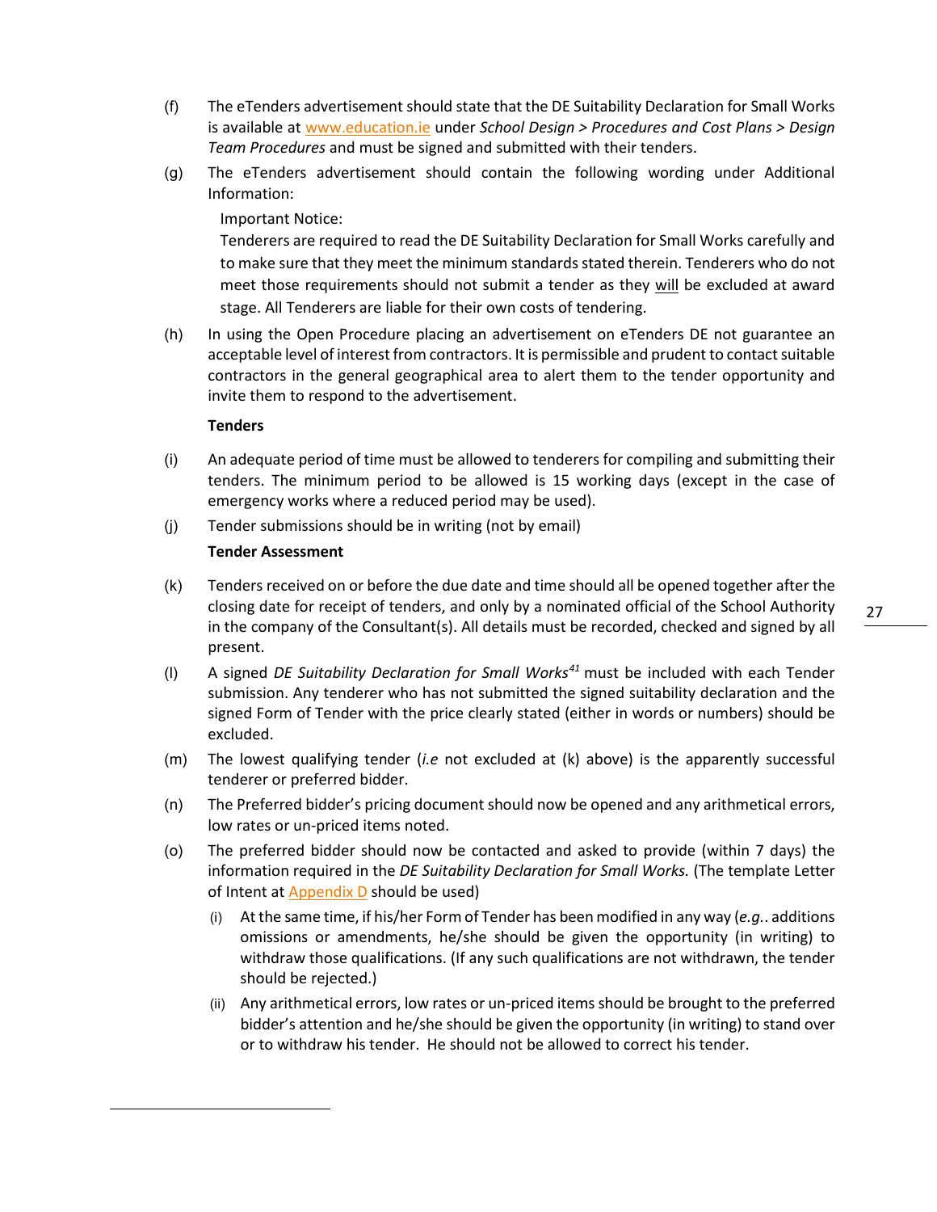(f) The eTenders advertisement should state that the DE Suitability Declaration for Small Works is available at www.education.ie under *School Design > Procedures and Cost Plans > Design Team Procedures* and must be signed and submitted with their tenders.

(g) The eTenders advertisement should contain the following wording under Additional Information:

   Important Notice:

   Tenderers are required to read the DE Suitability Declaration for Small Works carefully and to make sure that they meet the minimum standards stated therein. Tenderers who do not meet those requirements should not submit a tender as they will be excluded at award stage. All Tenderers are liable for their own costs of tendering.

(h) In using the Open Procedure placing an advertisement on eTenders DE not guarantee an acceptable level of interest from contractors. It is permissible and prudent to contact suitable contractors in the general geographical area to alert them to the tender opportunity and invite them to respond to the advertisement.

**Tenders**

(i) An adequate period of time must be allowed to tenderers for compiling and submitting their tenders. The minimum period to be allowed is 15 working days (except in the case of emergency works where a reduced period may be used).

(j) Tender submissions should be in writing (not by email)

**Tender Assessment**

(k) Tenders received on or before the due date and time should all be opened together after the closing date for receipt of tenders, and only by a nominated official of the School Authority in the company of the Consultant(s). All details must be recorded, checked and signed by all present.

(l) A signed *DE Suitability Declaration for Small Works*[41] must be included with each Tender submission. Any tenderer who has not submitted the signed suitability declaration and the signed Form of Tender with the price clearly stated (either in words or numbers) should be excluded.

(m) The lowest qualifying tender (*i.e* not excluded at (k) above) is the apparently successful tenderer or preferred bidder.

(n) The Preferred bidder's pricing document should now be opened and any arithmetical errors, low rates or un-priced items noted.

(o) The preferred bidder should now be contacted and asked to provide (within 7 days) the information required in the *DE Suitability Declaration for Small Works.* (The template Letter of Intent at Appendix D should be used)

   (i) At the same time, if his/her Form of Tender has been modified in any way (*e.g.*. additions omissions or amendments, he/she should be given the opportunity (in writing) to withdraw those qualifications. (If any such qualifications are not withdrawn, the tender should be rejected.)

   (ii) Any arithmetical errors, low rates or un-priced items should be brought to the preferred bidder's attention and he/she should be given the opportunity (in writing) to stand over or to withdraw his tender. He should not be allowed to correct his tender.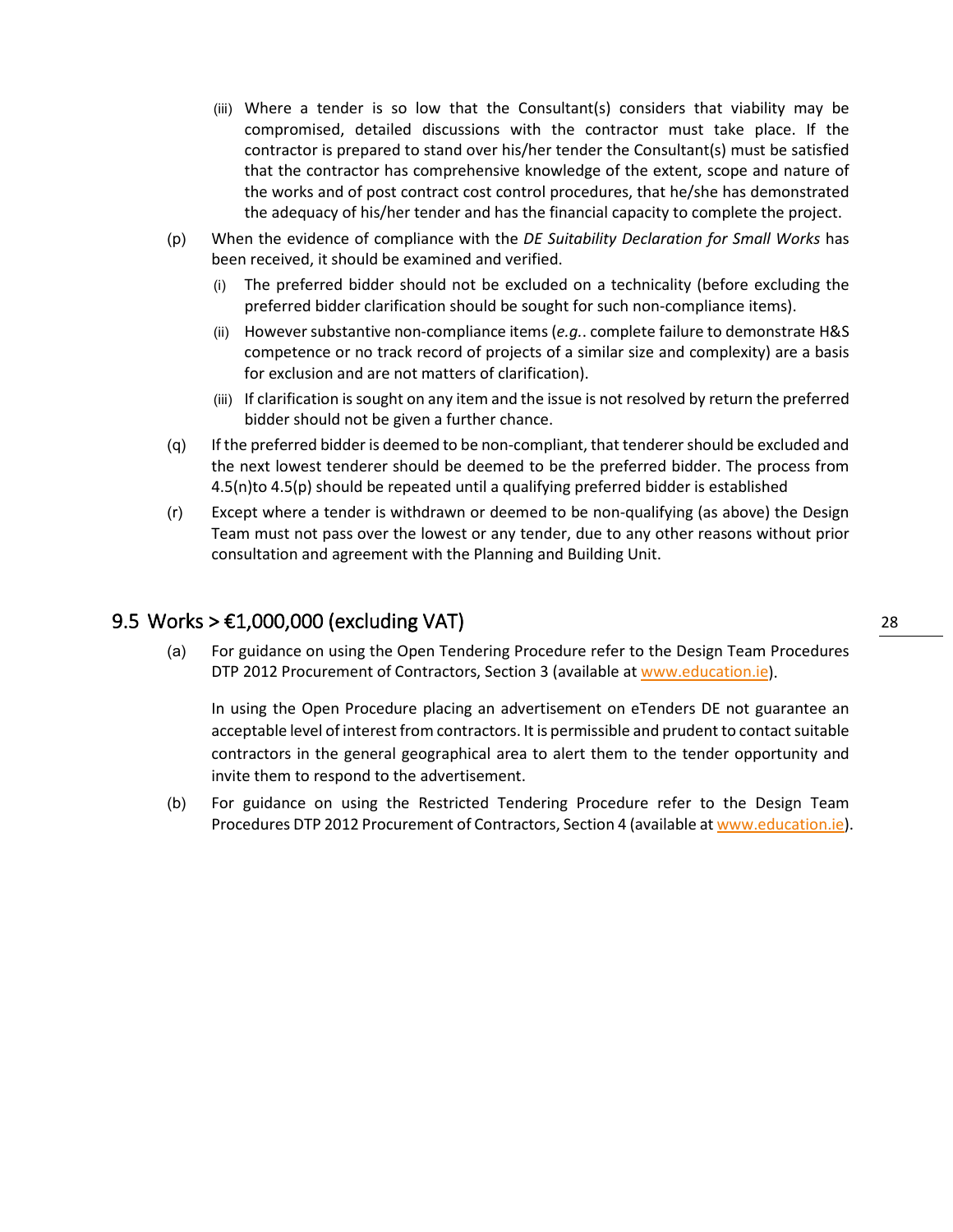(iii) Where a tender is so low that the Consultant(s) considers that viability may be compromised, detailed discussions with the contractor must take place. If the contractor is prepared to stand over his/her tender the Consultant(s) must be satisfied that the contractor has comprehensive knowledge of the extent, scope and nature of the works and of post contract cost control procedures, that he/she has demonstrated the adequacy of his/her tender and has the financial capacity to complete the project.

(p) When the evidence of compliance with the *DE Suitability Declaration for Small Works* has been received, it should be examined and verified.

(i) The preferred bidder should not be excluded on a technicality (before excluding the preferred bidder clarification should be sought for such non-compliance items).

(ii) However substantive non-compliance items (*e.g.*. complete failure to demonstrate H&S competence or no track record of projects of a similar size and complexity) are a basis for exclusion and are not matters of clarification).

(iii) If clarification is sought on any item and the issue is not resolved by return the preferred bidder should not be given a further chance.

(q) If the preferred bidder is deemed to be non-compliant, that tenderer should be excluded and the next lowest tenderer should be deemed to be the preferred bidder. The process from 4.5(n)to 4.5(p) should be repeated until a qualifying preferred bidder is established

(r) Except where a tender is withdrawn or deemed to be non-qualifying (as above) the Design Team must not pass over the lowest or any tender, due to any other reasons without prior consultation and agreement with the Planning and Building Unit.

## 9.5 Works > €1,000,000 (excluding VAT)

(a) For guidance on using the Open Tendering Procedure refer to the Design Team Procedures DTP 2012 Procurement of Contractors, Section 3 (available at [www.education.ie](www.education.ie)).

In using the Open Procedure placing an advertisement on eTenders DE not guarantee an acceptable level of interest from contractors. It is permissible and prudent to contact suitable contractors in the general geographical area to alert them to the tender opportunity and invite them to respond to the advertisement.

(b) For guidance on using the Restricted Tendering Procedure refer to the Design Team Procedures DTP 2012 Procurement of Contractors, Section 4 (available at [www.education.ie](www.education.ie)).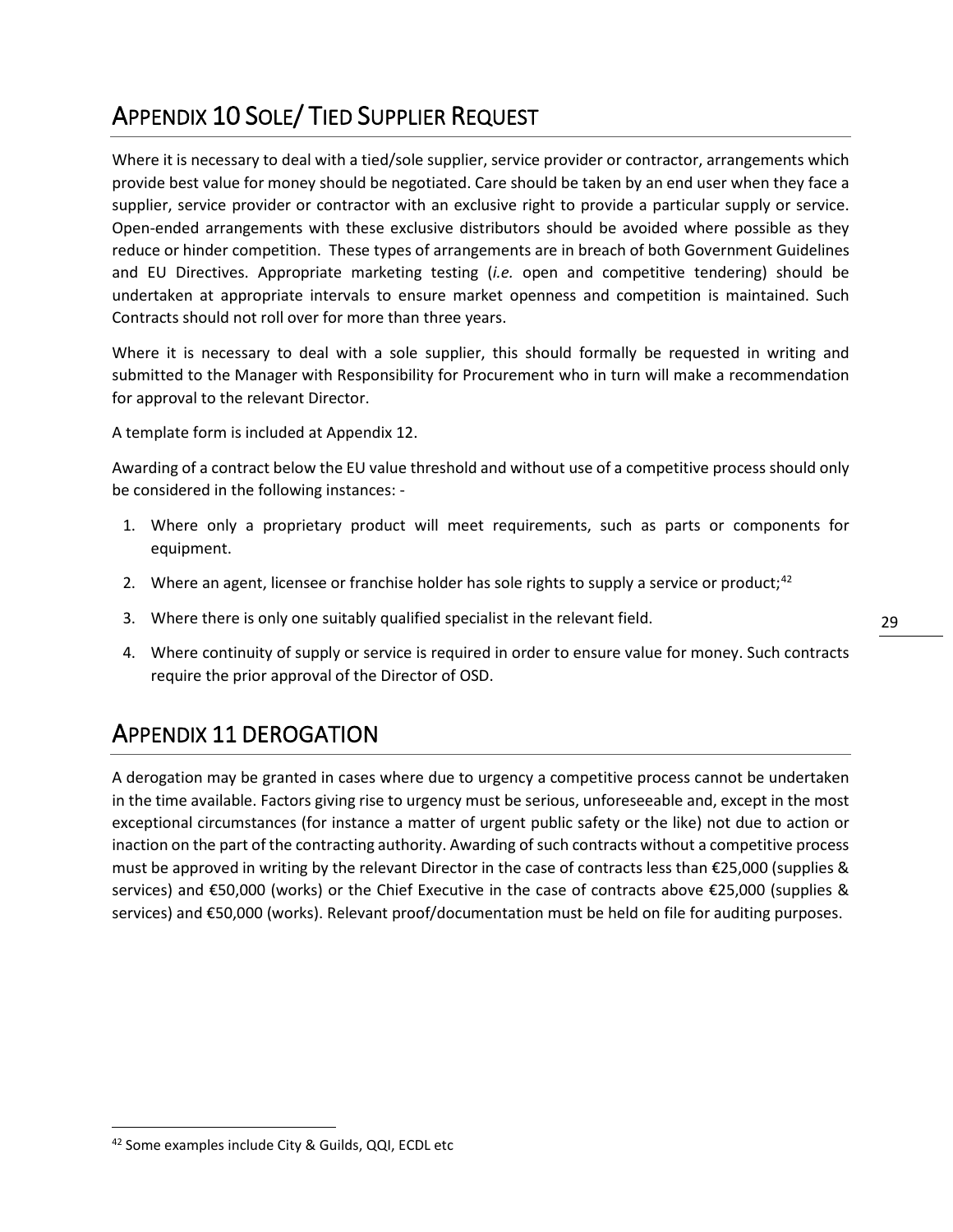## Appendix 10 Sole/ Tied Supplier Request

Where it is necessary to deal with a tied/sole supplier, service provider or contractor, arrangements which provide best value for money should be negotiated. Care should be taken by an end user when they face a supplier, service provider or contractor with an exclusive right to provide a particular supply or service. Open-ended arrangements with these exclusive distributors should be avoided where possible as they reduce or hinder competition. These types of arrangements are in breach of both Government Guidelines and EU Directives. Appropriate marketing testing (*i.e.* open and competitive tendering) should be undertaken at appropriate intervals to ensure market openness and competition is maintained. Such Contracts should not roll over for more than three years.

Where it is necessary to deal with a sole supplier, this should formally be requested in writing and submitted to the Manager with Responsibility for Procurement who in turn will make a recommendation for approval to the relevant Director.

A template form is included at Appendix 12.

Awarding of a contract below the EU value threshold and without use of a competitive process should only be considered in the following instances: -

1. Where only a proprietary product will meet requirements, such as parts or components for equipment.
2. Where an agent, licensee or franchise holder has sole rights to supply a service or product;[42]
3. Where there is only one suitably qualified specialist in the relevant field.
4. Where continuity of supply or service is required in order to ensure value for money. Such contracts require the prior approval of the Director of OSD.

## Appendix 11 Derogation

A derogation may be granted in cases where due to urgency a competitive process cannot be undertaken in the time available. Factors giving rise to urgency must be serious, unforeseeable and, except in the most exceptional circumstances (for instance a matter of urgent public safety or the like) not due to action or inaction on the part of the contracting authority. Awarding of such contracts without a competitive process must be approved in writing by the relevant Director in the case of contracts less than €25,000 (supplies & services) and €50,000 (works) or the Chief Executive in the case of contracts above €25,000 (supplies & services) and €50,000 (works). Relevant proof/documentation must be held on file for auditing purposes.

[42] Some examples include City & Guilds, QQI, ECDL etc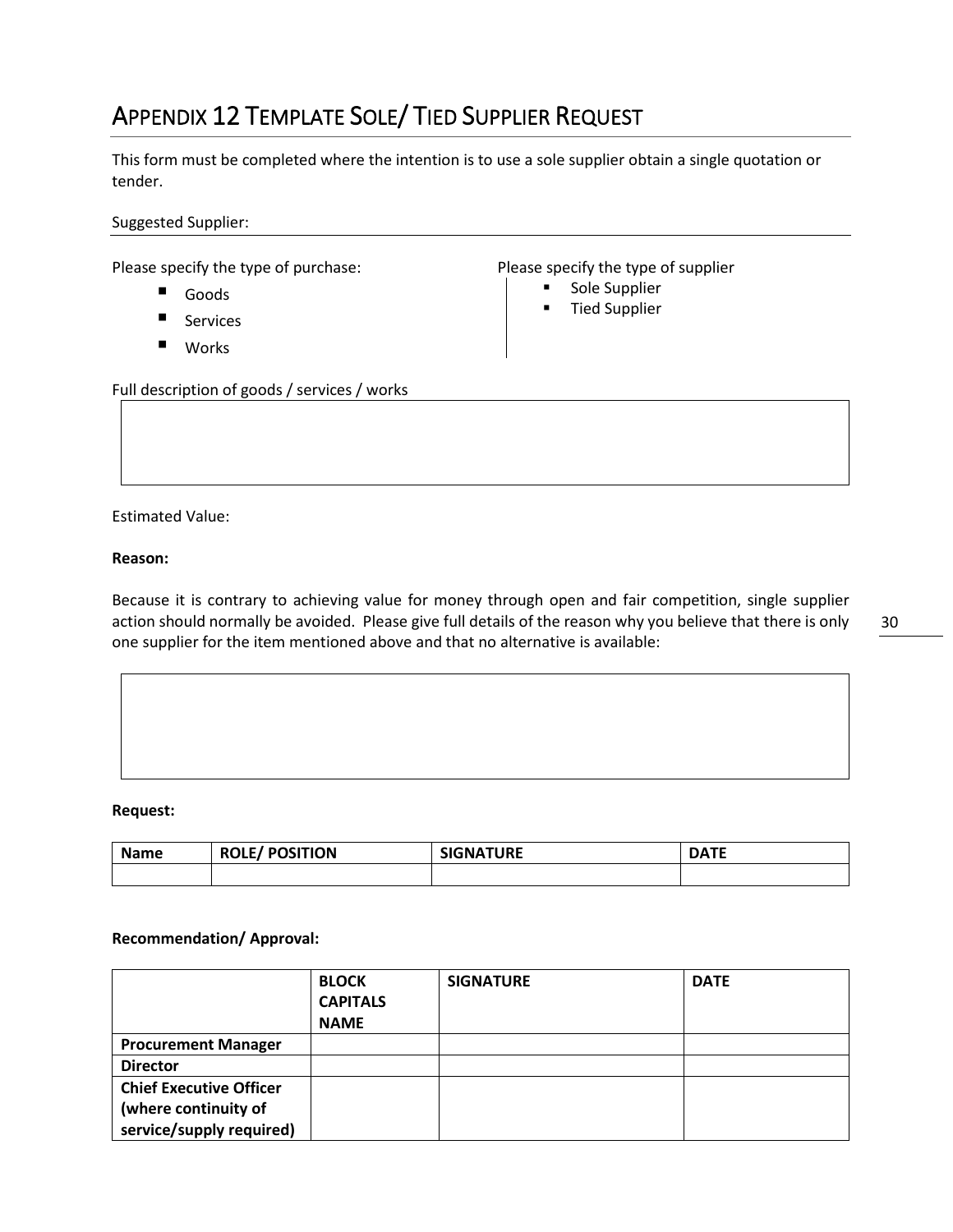# Appendix 12 Template Sole/ Tied Supplier Request

This form must be completed where the intention is to use a sole supplier obtain a single quotation or tender.

Suggested Supplier:

Please specify the type of purchase:

- Goods
- Services
- Works

Please specify the type of supplier

- Sole Supplier
- Tied Supplier

Full description of goods / services / works

Estimated Value:

**Reason:**

Because it is contrary to achieving value for money through open and fair competition, single supplier action should normally be avoided. Please give full details of the reason why you believe that there is only one supplier for the item mentioned above and that no alternative is available:

**Request:**

| Name | ROLE/ POSITION | SIGNATURE | DATE |
| --- | --- | --- | --- |
| | | | |

**Recommendation/ Approval:**

| | BLOCK CAPITALS NAME | SIGNATURE | DATE |
| --- | --- | --- | --- |
| **Procurement Manager** | | | |
| **Director** | | | |
| **Chief Executive Officer (where continuity of service/supply required)** | | | |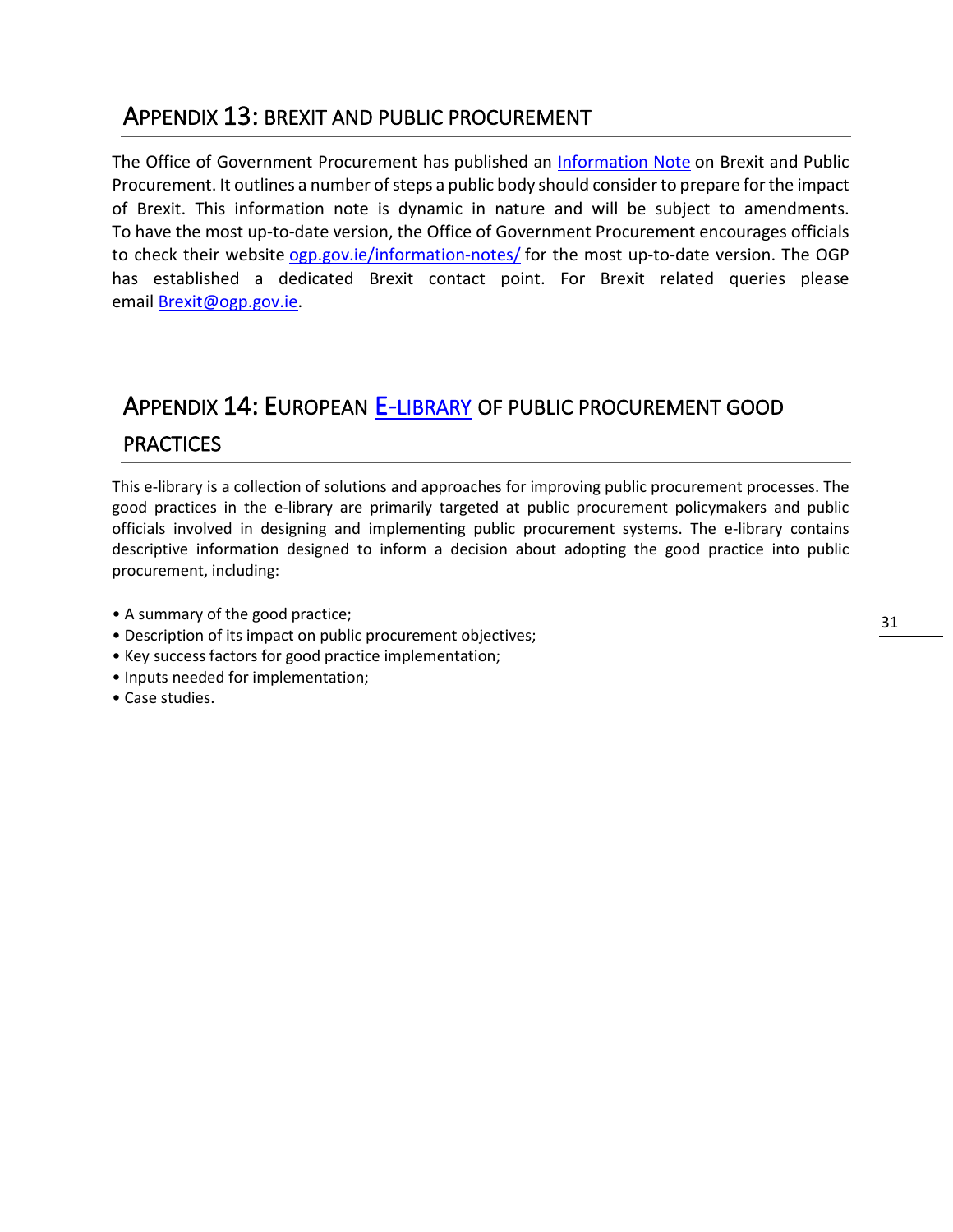## APPENDIX 13: BREXIT AND PUBLIC PROCUREMENT

The Office of Government Procurement has published an Information Note on Brexit and Public Procurement. It outlines a number of steps a public body should consider to prepare for the impact of Brexit. This information note is dynamic in nature and will be subject to amendments. To have the most up-to-date version, the Office of Government Procurement encourages officials to check their website ogp.gov.ie/information-notes/ for the most up-to-date version. The OGP has established a dedicated Brexit contact point. For Brexit related queries please email Brexit@ogp.gov.ie.

## APPENDIX 14: EUROPEAN E-LIBRARY OF PUBLIC PROCUREMENT GOOD PRACTICES

This e-library is a collection of solutions and approaches for improving public procurement processes. The good practices in the e-library are primarily targeted at public procurement policymakers and public officials involved in designing and implementing public procurement systems. The e-library contains descriptive information designed to inform a decision about adopting the good practice into public procurement, including:

- A summary of the good practice;
- Description of its impact on public procurement objectives;
- Key success factors for good practice implementation;
- Inputs needed for implementation;
- Case studies.